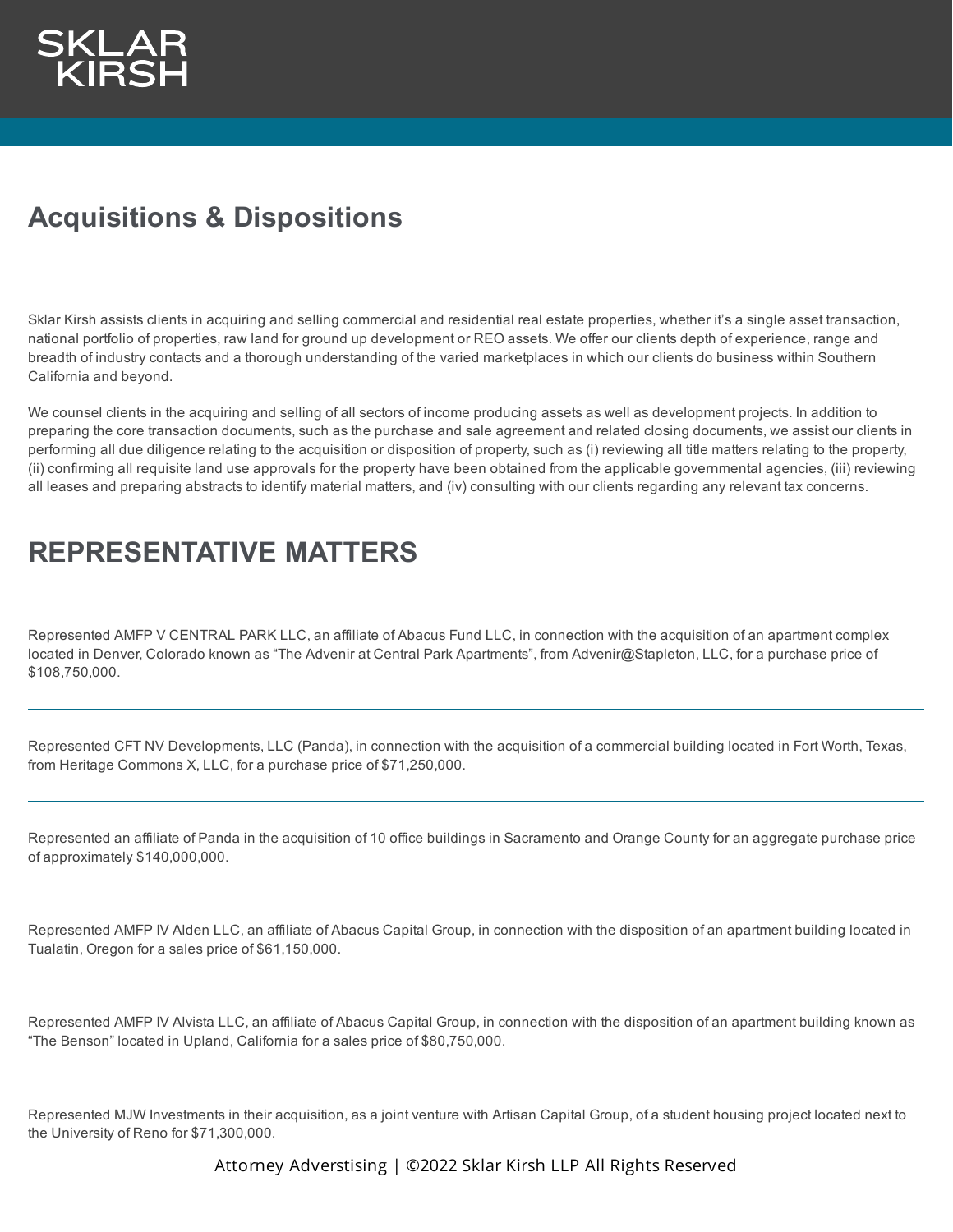SKLAR
KIRSH

# Acquisitions & Dispositions

Sklar Kirsh assists clients in acquiring and selling commercial and residential real estate properties, whether it's a single asset transaction, national portfolio of properties, raw land for ground up development or REO assets. We offer our clients depth of experience, range and breadth of industry contacts and a thorough understanding of the varied marketplaces in which our clients do business within Southern California and beyond.

We counsel clients in the acquiring and selling of all sectors of income producing assets as well as development projects. In addition to preparing the core transaction documents, such as the purchase and sale agreement and related closing documents, we assist our clients in performing all due diligence relating to the acquisition or disposition of property, such as (i) reviewing all title matters relating to the property, (ii) confirming all requisite land use approvals for the property have been obtained from the applicable governmental agencies, (iii) reviewing all leases and preparing abstracts to identify material matters, and (iv) consulting with our clients regarding any relevant tax concerns.

# REPRESENTATIVE MATTERS

Represented AMFP V CENTRAL PARK LLC, an affiliate of Abacus Fund LLC, in connection with the acquisition of an apartment complex located in Denver, Colorado known as "The Advenir at Central Park Apartments", from Advenir@Stapleton, LLC, for a purchase price of $108,750,000.

---

Represented CFT NV Developments, LLC (Panda), in connection with the acquisition of a commercial building located in Fort Worth, Texas, from Heritage Commons X, LLC, for a purchase price of $71,250,000.

---

Represented an affiliate of Panda in the acquisition of 10 office buildings in Sacramento and Orange County for an aggregate purchase price of approximately $140,000,000.

---

Represented AMFP IV Alden LLC, an affiliate of Abacus Capital Group, in connection with the disposition of an apartment building located in Tualatin, Oregon for a sales price of $61,150,000.

---

Represented AMFP IV Alvista LLC, an affiliate of Abacus Capital Group, in connection with the disposition of an apartment building known as "The Benson" located in Upland, California for a sales price of $80,750,000.

---

Represented MJW Investments in their acquisition, as a joint venture with Artisan Capital Group, of a student housing project located next to the University of Reno for $71,300,000.

Attorney Adverstising | ©2022 Sklar Kirsh LLP All Rights Reserved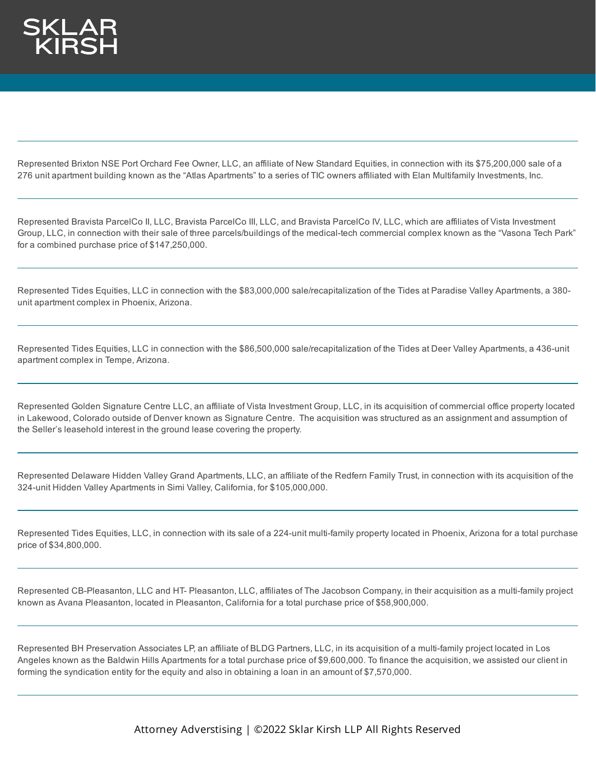Represented Brixton NSE Port Orchard Fee Owner, LLC, an affiliate of New Standard Equities, in connection with its $75,200,000 sale of a 276 unit apartment building known as the "Atlas Apartments" to a series of TIC owners affiliated with Elan Multifamily Investments, Inc.

---

Represented Bravista ParcelCo II, LLC, Bravista ParcelCo III, LLC, and Bravista ParcelCo IV, LLC, which are affiliates of Vista Investment Group, LLC, in connection with their sale of three parcels/buildings of the medical-tech commercial complex known as the "Vasona Tech Park" for a combined purchase price of $147,250,000.

---

Represented Tides Equities, LLC in connection with the $83,000,000 sale/recapitalization of the Tides at Paradise Valley Apartments, a 380-unit apartment complex in Phoenix, Arizona.

---

Represented Tides Equities, LLC in connection with the $86,500,000 sale/recapitalization of the Tides at Deer Valley Apartments, a 436-unit apartment complex in Tempe, Arizona.

---

Represented Golden Signature Centre LLC, an affiliate of Vista Investment Group, LLC, in its acquisition of commercial office property located in Lakewood, Colorado outside of Denver known as Signature Centre. The acquisition was structured as an assignment and assumption of the Seller's leasehold interest in the ground lease covering the property.

---

Represented Delaware Hidden Valley Grand Apartments, LLC, an affiliate of the Redfern Family Trust, in connection with its acquisition of the 324-unit Hidden Valley Apartments in Simi Valley, California, for $105,000,000.

---

Represented Tides Equities, LLC, in connection with its sale of a 224-unit multi-family property located in Phoenix, Arizona for a total purchase price of $34,800,000.

---

Represented CB-Pleasanton, LLC and HT- Pleasanton, LLC, affiliates of The Jacobson Company, in their acquisition as a multi-family project known as Avana Pleasanton, located in Pleasanton, California for a total purchase price of $58,900,000.

---

Represented BH Preservation Associates LP, an affiliate of BLDG Partners, LLC, in its acquisition of a multi-family project located in Los Angeles known as the Baldwin Hills Apartments for a total purchase price of $9,600,000. To finance the acquisition, we assisted our client in forming the syndication entity for the equity and also in obtaining a loan in an amount of $7,570,000.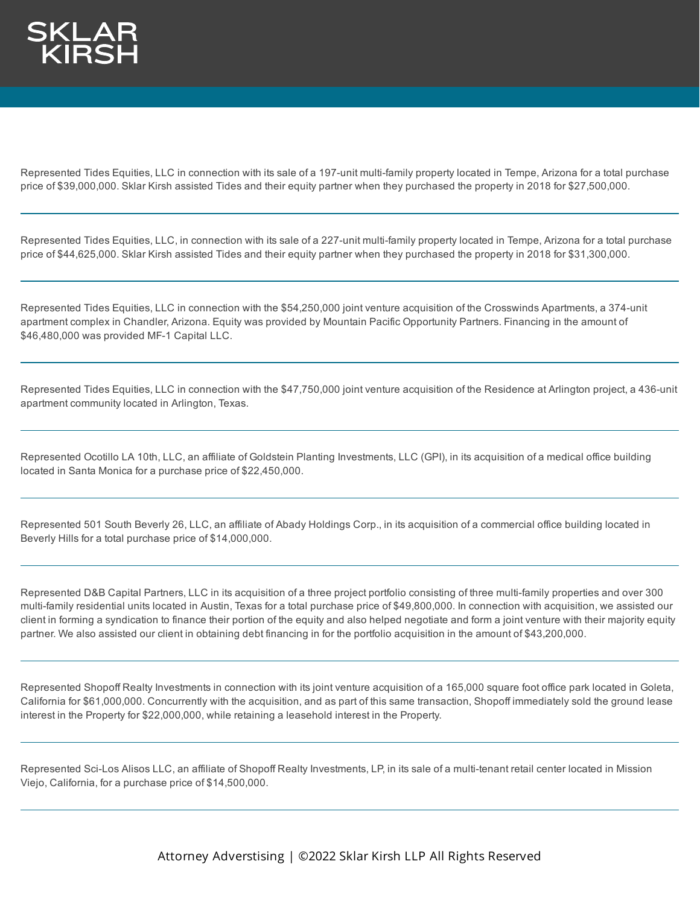Represented Tides Equities, LLC in connection with its sale of a 197-unit multi-family property located in Tempe, Arizona for a total purchase price of $39,000,000. Sklar Kirsh assisted Tides and their equity partner when they purchased the property in 2018 for $27,500,000.

---

Represented Tides Equities, LLC, in connection with its sale of a 227-unit multi-family property located in Tempe, Arizona for a total purchase price of $44,625,000. Sklar Kirsh assisted Tides and their equity partner when they purchased the property in 2018 for $31,300,000.

---

Represented Tides Equities, LLC in connection with the $54,250,000 joint venture acquisition of the Crosswinds Apartments, a 374-unit apartment complex in Chandler, Arizona. Equity was provided by Mountain Pacific Opportunity Partners. Financing in the amount of $46,480,000 was provided MF-1 Capital LLC.

---

Represented Tides Equities, LLC in connection with the $47,750,000 joint venture acquisition of the Residence at Arlington project, a 436-unit apartment community located in Arlington, Texas.

---

Represented Ocotillo LA 10th, LLC, an affiliate of Goldstein Planting Investments, LLC (GPI), in its acquisition of a medical office building located in Santa Monica for a purchase price of $22,450,000.

---

Represented 501 South Beverly 26, LLC, an affiliate of Abady Holdings Corp., in its acquisition of a commercial office building located in Beverly Hills for a total purchase price of $14,000,000.

---

Represented D&B Capital Partners, LLC in its acquisition of a three project portfolio consisting of three multi-family properties and over 300 multi-family residential units located in Austin, Texas for a total purchase price of $49,800,000. In connection with acquisition, we assisted our client in forming a syndication to finance their portion of the equity and also helped negotiate and form a joint venture with their majority equity partner. We also assisted our client in obtaining debt financing in for the portfolio acquisition in the amount of $43,200,000.

---

Represented Shopoff Realty Investments in connection with its joint venture acquisition of a 165,000 square foot office park located in Goleta, California for $61,000,000. Concurrently with the acquisition, and as part of this same transaction, Shopoff immediately sold the ground lease interest in the Property for $22,000,000, while retaining a leasehold interest in the Property.

---

Represented Sci-Los Alisos LLC, an affiliate of Shopoff Realty Investments, LP, in its sale of a multi-tenant retail center located in Mission Viejo, California, for a purchase price of $14,500,000.

---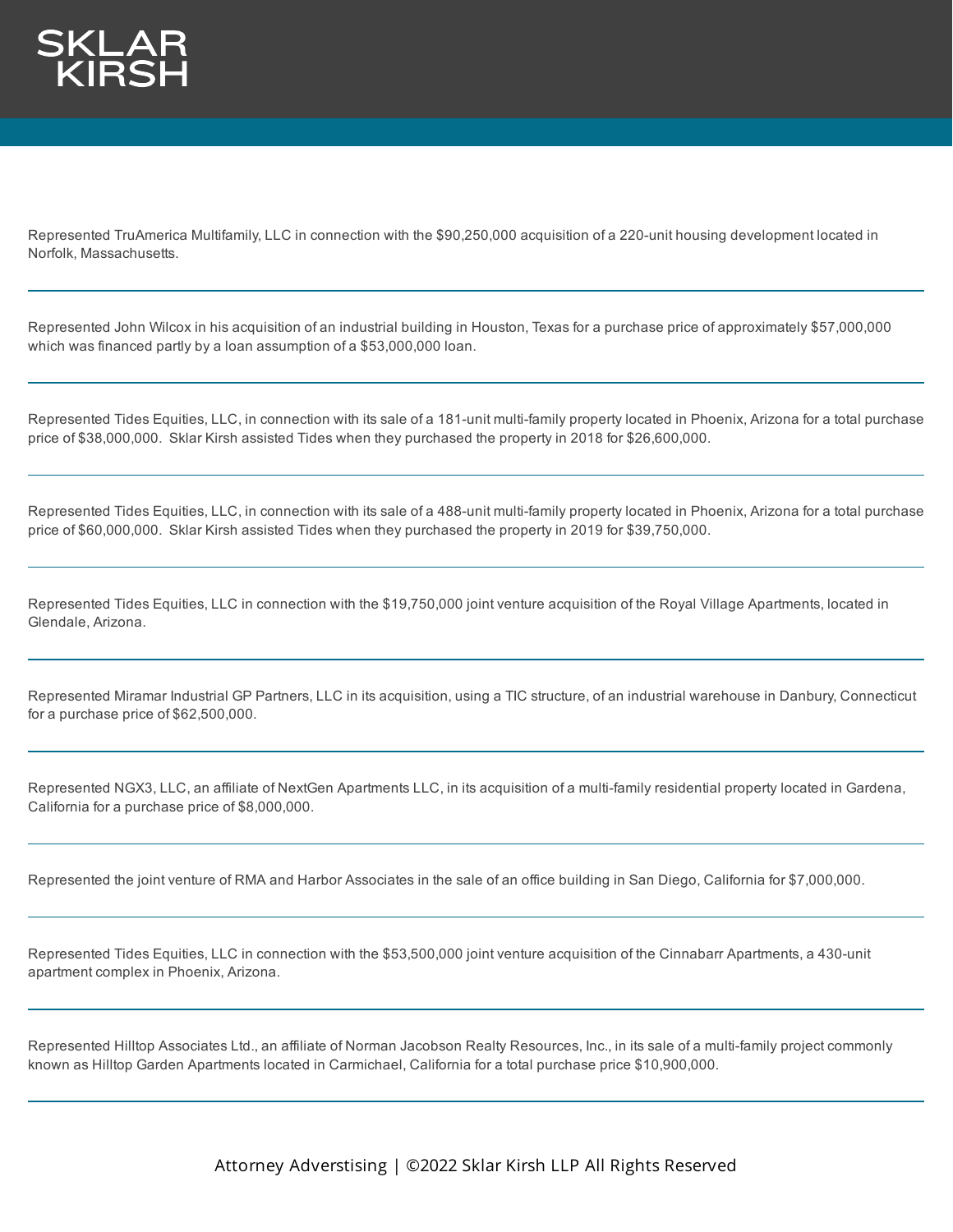Represented TruAmerica Multifamily, LLC in connection with the $90,250,000 acquisition of a 220-unit housing development located in Norfolk, Massachusetts.

---

Represented John Wilcox in his acquisition of an industrial building in Houston, Texas for a purchase price of approximately $57,000,000 which was financed partly by a loan assumption of a $53,000,000 loan.

---

Represented Tides Equities, LLC, in connection with its sale of a 181-unit multi-family property located in Phoenix, Arizona for a total purchase price of $38,000,000. Sklar Kirsh assisted Tides when they purchased the property in 2018 for $26,600,000.

---

Represented Tides Equities, LLC, in connection with its sale of a 488-unit multi-family property located in Phoenix, Arizona for a total purchase price of $60,000,000. Sklar Kirsh assisted Tides when they purchased the property in 2019 for $39,750,000.

---

Represented Tides Equities, LLC in connection with the $19,750,000 joint venture acquisition of the Royal Village Apartments, located in Glendale, Arizona.

---

Represented Miramar Industrial GP Partners, LLC in its acquisition, using a TIC structure, of an industrial warehouse in Danbury, Connecticut for a purchase price of $62,500,000.

---

Represented NGX3, LLC, an affiliate of NextGen Apartments LLC, in its acquisition of a multi-family residential property located in Gardena, California for a purchase price of $8,000,000.

---

Represented the joint venture of RMA and Harbor Associates in the sale of an office building in San Diego, California for $7,000,000.

---

Represented Tides Equities, LLC in connection with the $53,500,000 joint venture acquisition of the Cinnabarr Apartments, a 430-unit apartment complex in Phoenix, Arizona.

---

Represented Hilltop Associates Ltd., an affiliate of Norman Jacobson Realty Resources, Inc., in its sale of a multi-family project commonly known as Hilltop Garden Apartments located in Carmichael, California for a total purchase price $10,900,000.

---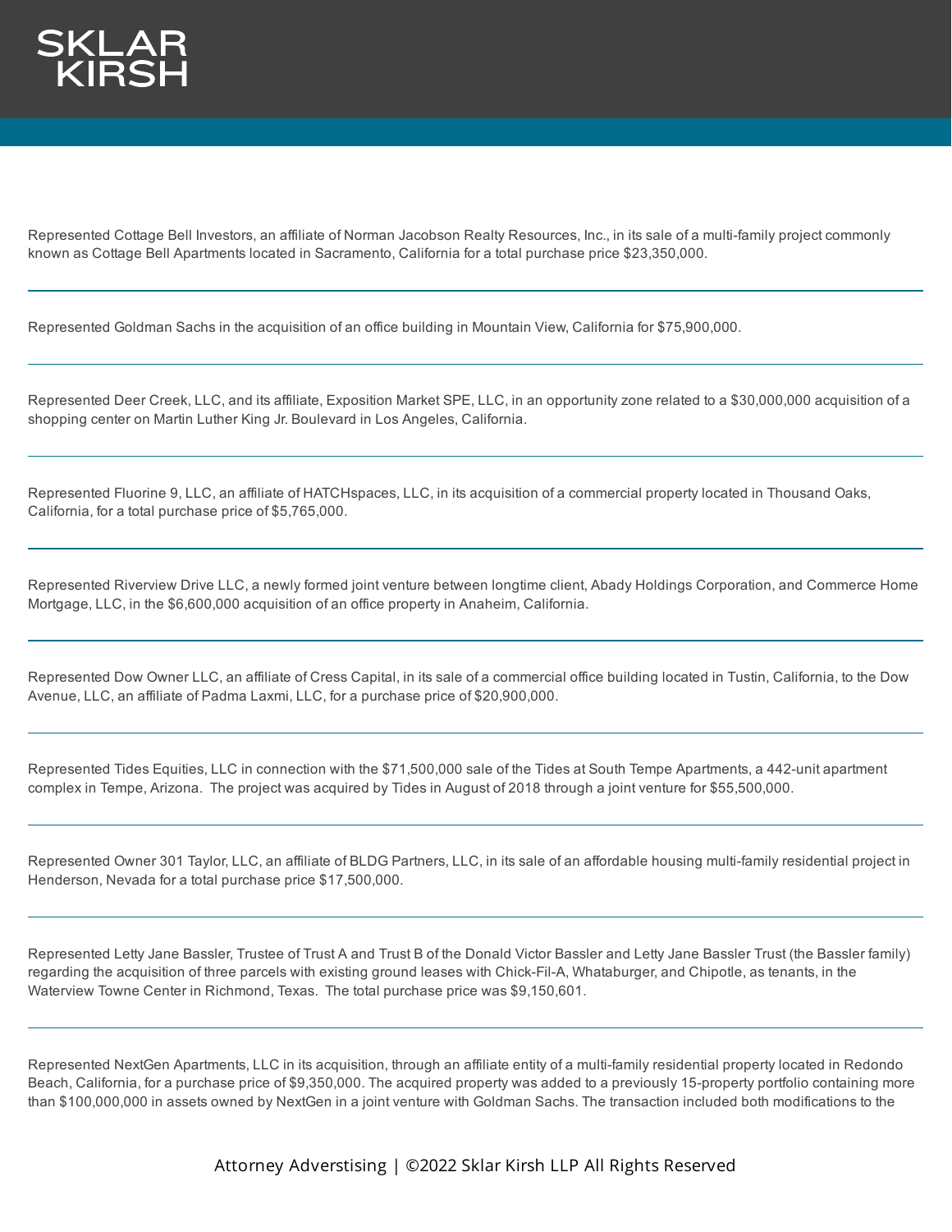Represented Cottage Bell Investors, an affiliate of Norman Jacobson Realty Resources, Inc., in its sale of a multi-family project commonly known as Cottage Bell Apartments located in Sacramento, California for a total purchase price $23,350,000.

---

Represented Goldman Sachs in the acquisition of an office building in Mountain View, California for $75,900,000.

---

Represented Deer Creek, LLC, and its affiliate, Exposition Market SPE, LLC, in an opportunity zone related to a $30,000,000 acquisition of a shopping center on Martin Luther King Jr. Boulevard in Los Angeles, California.

---

Represented Fluorine 9, LLC, an affiliate of HATCHspaces, LLC, in its acquisition of a commercial property located in Thousand Oaks, California, for a total purchase price of $5,765,000.

---

Represented Riverview Drive LLC, a newly formed joint venture between longtime client, Abady Holdings Corporation, and Commerce Home Mortgage, LLC, in the $6,600,000 acquisition of an office property in Anaheim, California.

---

Represented Dow Owner LLC, an affiliate of Cress Capital, in its sale of a commercial office building located in Tustin, California, to the Dow Avenue, LLC, an affiliate of Padma Laxmi, LLC, for a purchase price of $20,900,000.

---

Represented Tides Equities, LLC in connection with the $71,500,000 sale of the Tides at South Tempe Apartments, a 442-unit apartment complex in Tempe, Arizona. The project was acquired by Tides in August of 2018 through a joint venture for $55,500,000.

---

Represented Owner 301 Taylor, LLC, an affiliate of BLDG Partners, LLC, in its sale of an affordable housing multi-family residential project in Henderson, Nevada for a total purchase price $17,500,000.

---

Represented Letty Jane Bassler, Trustee of Trust A and Trust B of the Donald Victor Bassler and Letty Jane Bassler Trust (the Bassler family) regarding the acquisition of three parcels with existing ground leases with Chick-Fil-A, Whataburger, and Chipotle, as tenants, in the Waterview Towne Center in Richmond, Texas. The total purchase price was $9,150,601.

---

Represented NextGen Apartments, LLC in its acquisition, through an affiliate entity of a multi-family residential property located in Redondo Beach, California, for a purchase price of $9,350,000. The acquired property was added to a previously 15-property portfolio containing more than $100,000,000 in assets owned by NextGen in a joint venture with Goldman Sachs. The transaction included both modifications to the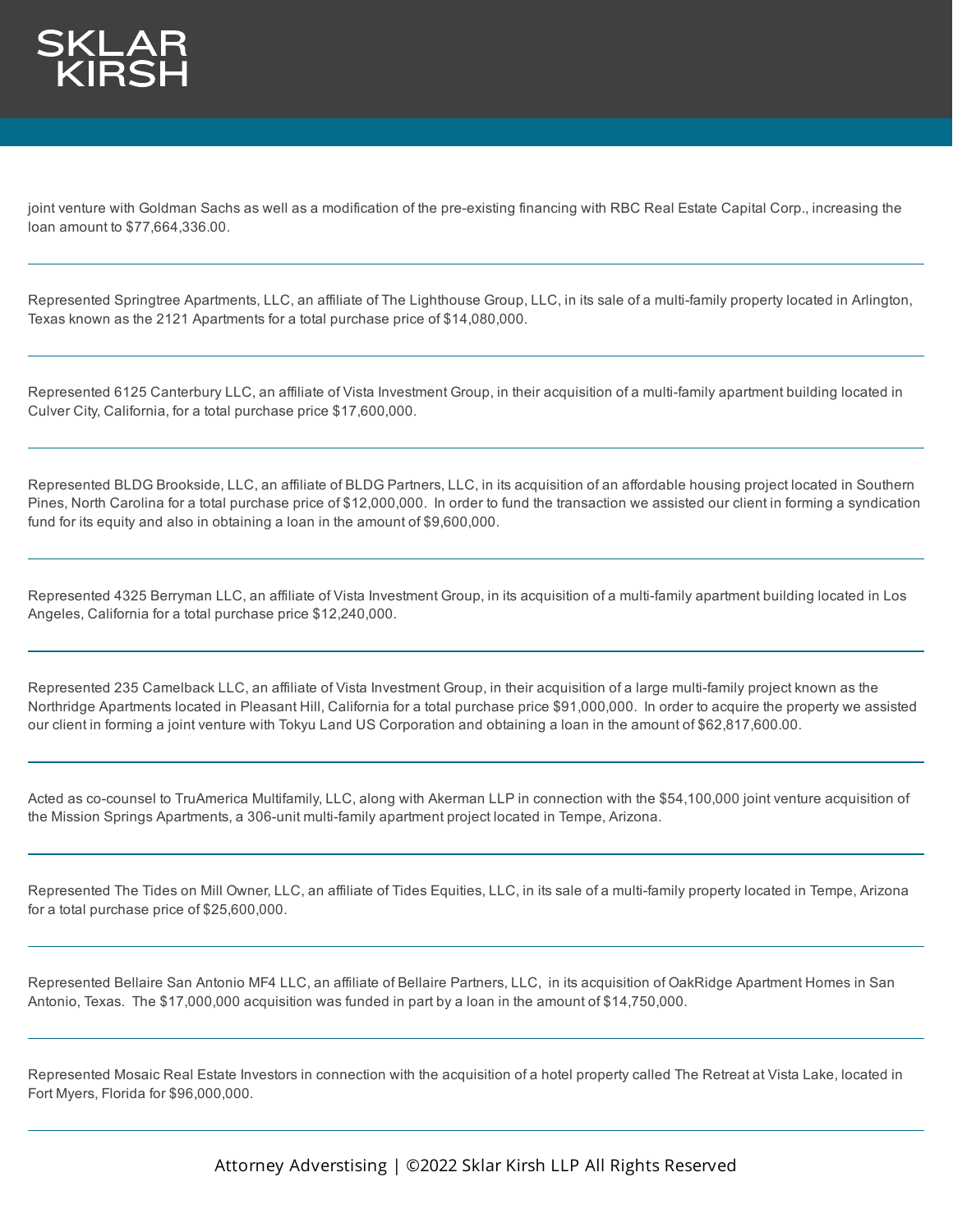joint venture with Goldman Sachs as well as a modification of the pre-existing financing with RBC Real Estate Capital Corp., increasing the loan amount to $77,664,336.00.

---

Represented Springtree Apartments, LLC, an affiliate of The Lighthouse Group, LLC, in its sale of a multi-family property located in Arlington, Texas known as the 2121 Apartments for a total purchase price of $14,080,000.

---

Represented 6125 Canterbury LLC, an affiliate of Vista Investment Group, in their acquisition of a multi-family apartment building located in Culver City, California, for a total purchase price $17,600,000.

---

Represented BLDG Brookside, LLC, an affiliate of BLDG Partners, LLC, in its acquisition of an affordable housing project located in Southern Pines, North Carolina for a total purchase price of $12,000,000. In order to fund the transaction we assisted our client in forming a syndication fund for its equity and also in obtaining a loan in the amount of $9,600,000.

---

Represented 4325 Berryman LLC, an affiliate of Vista Investment Group, in its acquisition of a multi-family apartment building located in Los Angeles, California for a total purchase price $12,240,000.

---

Represented 235 Camelback LLC, an affiliate of Vista Investment Group, in their acquisition of a large multi-family project known as the Northridge Apartments located in Pleasant Hill, California for a total purchase price $91,000,000. In order to acquire the property we assisted our client in forming a joint venture with Tokyu Land US Corporation and obtaining a loan in the amount of $62,817,600.00.

---

Acted as co-counsel to TruAmerica Multifamily, LLC, along with Akerman LLP in connection with the $54,100,000 joint venture acquisition of the Mission Springs Apartments, a 306-unit multi-family apartment project located in Tempe, Arizona.

---

Represented The Tides on Mill Owner, LLC, an affiliate of Tides Equities, LLC, in its sale of a multi-family property located in Tempe, Arizona for a total purchase price of $25,600,000.

---

Represented Bellaire San Antonio MF4 LLC, an affiliate of Bellaire Partners, LLC, in its acquisition of OakRidge Apartment Homes in San Antonio, Texas. The $17,000,000 acquisition was funded in part by a loan in the amount of $14,750,000.

---

Represented Mosaic Real Estate Investors in connection with the acquisition of a hotel property called The Retreat at Vista Lake, located in Fort Myers, Florida for $96,000,000.

---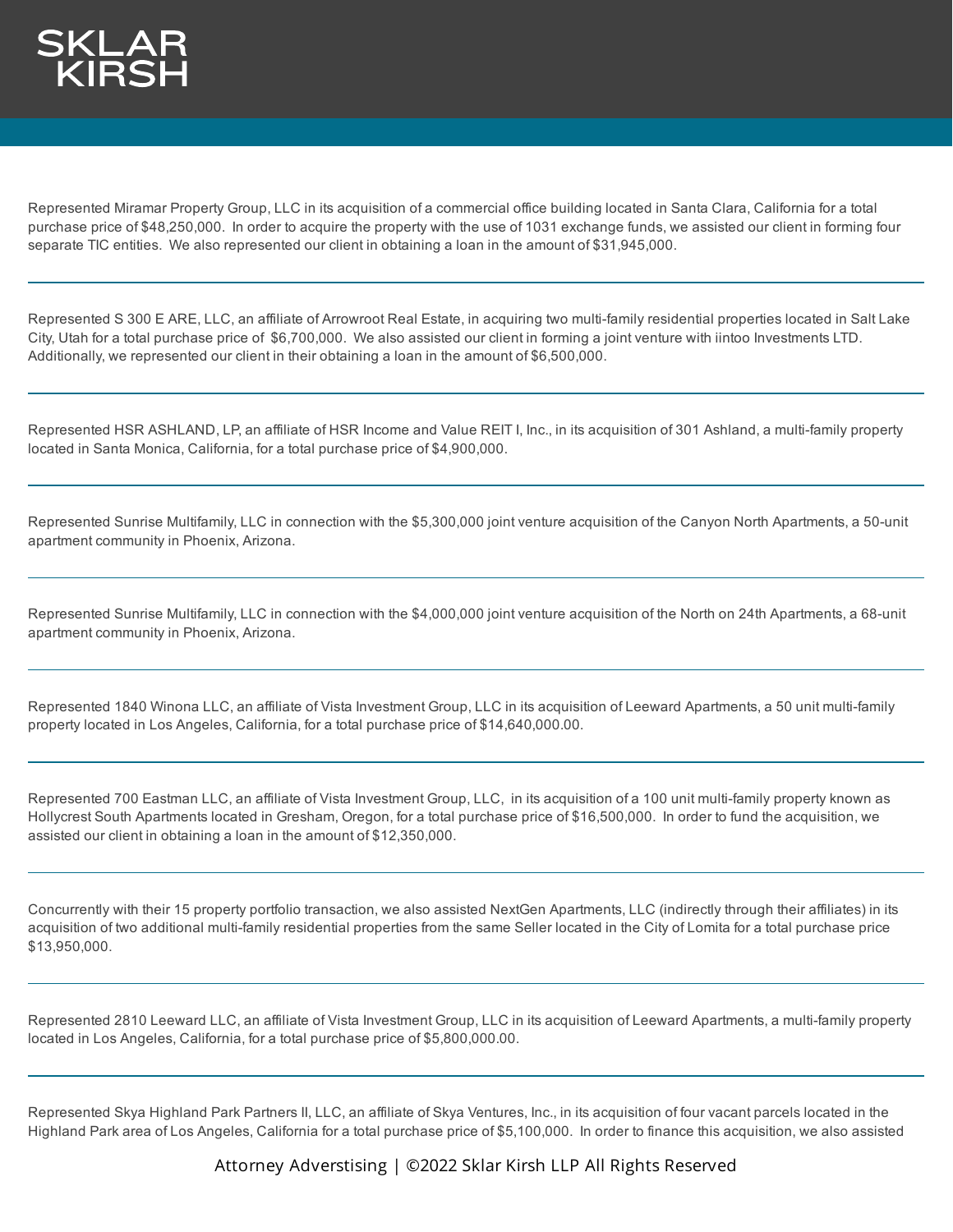Represented Miramar Property Group, LLC in its acquisition of a commercial office building located in Santa Clara, California for a total purchase price of $48,250,000. In order to acquire the property with the use of 1031 exchange funds, we assisted our client in forming four separate TIC entities. We also represented our client in obtaining a loan in the amount of $31,945,000.

---

Represented S 300 E ARE, LLC, an affiliate of Arrowroot Real Estate, in acquiring two multi-family residential properties located in Salt Lake City, Utah for a total purchase price of $6,700,000. We also assisted our client in forming a joint venture with iintoo Investments LTD. Additionally, we represented our client in their obtaining a loan in the amount of $6,500,000.

---

Represented HSR ASHLAND, LP, an affiliate of HSR Income and Value REIT I, Inc., in its acquisition of 301 Ashland, a multi-family property located in Santa Monica, California, for a total purchase price of $4,900,000.

---

Represented Sunrise Multifamily, LLC in connection with the $5,300,000 joint venture acquisition of the Canyon North Apartments, a 50-unit apartment community in Phoenix, Arizona.

---

Represented Sunrise Multifamily, LLC in connection with the $4,000,000 joint venture acquisition of the North on 24th Apartments, a 68-unit apartment community in Phoenix, Arizona.

---

Represented 1840 Winona LLC, an affiliate of Vista Investment Group, LLC in its acquisition of Leeward Apartments, a 50 unit multi-family property located in Los Angeles, California, for a total purchase price of $14,640,000.00.

---

Represented 700 Eastman LLC, an affiliate of Vista Investment Group, LLC, in its acquisition of a 100 unit multi-family property known as Hollycrest South Apartments located in Gresham, Oregon, for a total purchase price of $16,500,000. In order to fund the acquisition, we assisted our client in obtaining a loan in the amount of $12,350,000.

---

Concurrently with their 15 property portfolio transaction, we also assisted NextGen Apartments, LLC (indirectly through their affiliates) in its acquisition of two additional multi-family residential properties from the same Seller located in the City of Lomita for a total purchase price $13,950,000.

---

Represented 2810 Leeward LLC, an affiliate of Vista Investment Group, LLC in its acquisition of Leeward Apartments, a multi-family property located in Los Angeles, California, for a total purchase price of $5,800,000.00.

---

Represented Skya Highland Park Partners II, LLC, an affiliate of Skya Ventures, Inc., in its acquisition of four vacant parcels located in the Highland Park area of Los Angeles, California for a total purchase price of $5,100,000. In order to finance this acquisition, we also assisted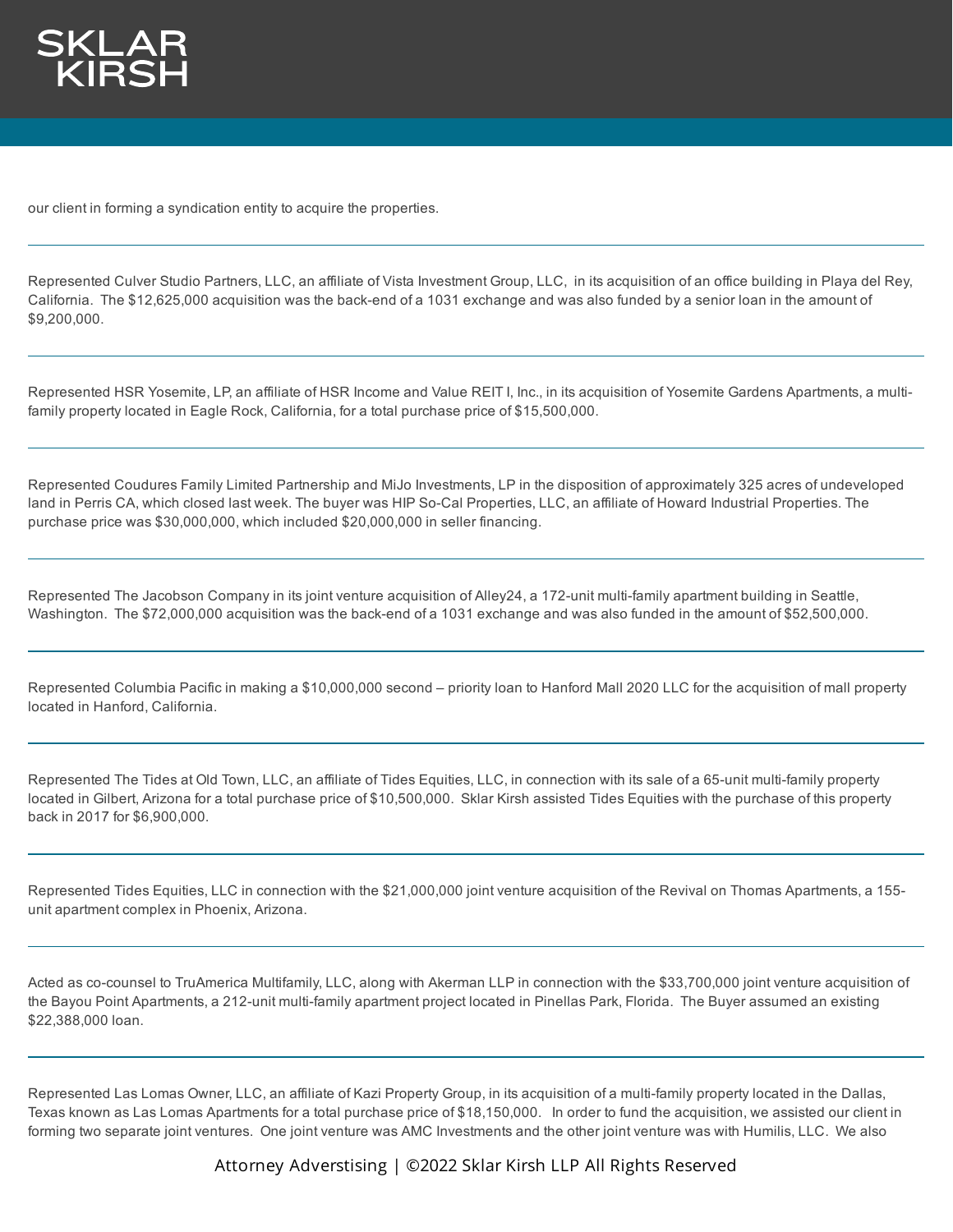our client in forming a syndication entity to acquire the properties.

---

Represented Culver Studio Partners, LLC, an affiliate of Vista Investment Group, LLC, in its acquisition of an office building in Playa del Rey, California. The $12,625,000 acquisition was the back-end of a 1031 exchange and was also funded by a senior loan in the amount of $9,200,000.

---

Represented HSR Yosemite, LP, an affiliate of HSR Income and Value REIT I, Inc., in its acquisition of Yosemite Gardens Apartments, a multi-family property located in Eagle Rock, California, for a total purchase price of $15,500,000.

---

Represented Coudures Family Limited Partnership and MiJo Investments, LP in the disposition of approximately 325 acres of undeveloped land in Perris CA, which closed last week. The buyer was HIP So-Cal Properties, LLC, an affiliate of Howard Industrial Properties. The purchase price was $30,000,000, which included $20,000,000 in seller financing.

---

Represented The Jacobson Company in its joint venture acquisition of Alley24, a 172-unit multi-family apartment building in Seattle, Washington. The $72,000,000 acquisition was the back-end of a 1031 exchange and was also funded in the amount of $52,500,000.

---

Represented Columbia Pacific in making a $10,000,000 second – priority loan to Hanford Mall 2020 LLC for the acquisition of mall property located in Hanford, California.

---

Represented The Tides at Old Town, LLC, an affiliate of Tides Equities, LLC, in connection with its sale of a 65-unit multi-family property located in Gilbert, Arizona for a total purchase price of $10,500,000. Sklar Kirsh assisted Tides Equities with the purchase of this property back in 2017 for $6,900,000.

---

Represented Tides Equities, LLC in connection with the $21,000,000 joint venture acquisition of the Revival on Thomas Apartments, a 155-unit apartment complex in Phoenix, Arizona.

---

Acted as co-counsel to TruAmerica Multifamily, LLC, along with Akerman LLP in connection with the $33,700,000 joint venture acquisition of the Bayou Point Apartments, a 212-unit multi-family apartment project located in Pinellas Park, Florida. The Buyer assumed an existing $22,388,000 loan.

---

Represented Las Lomas Owner, LLC, an affiliate of Kazi Property Group, in its acquisition of a multi-family property located in the Dallas, Texas known as Las Lomas Apartments for a total purchase price of $18,150,000. In order to fund the acquisition, we assisted our client in forming two separate joint ventures. One joint venture was AMC Investments and the other joint venture was with Humilis, LLC. We also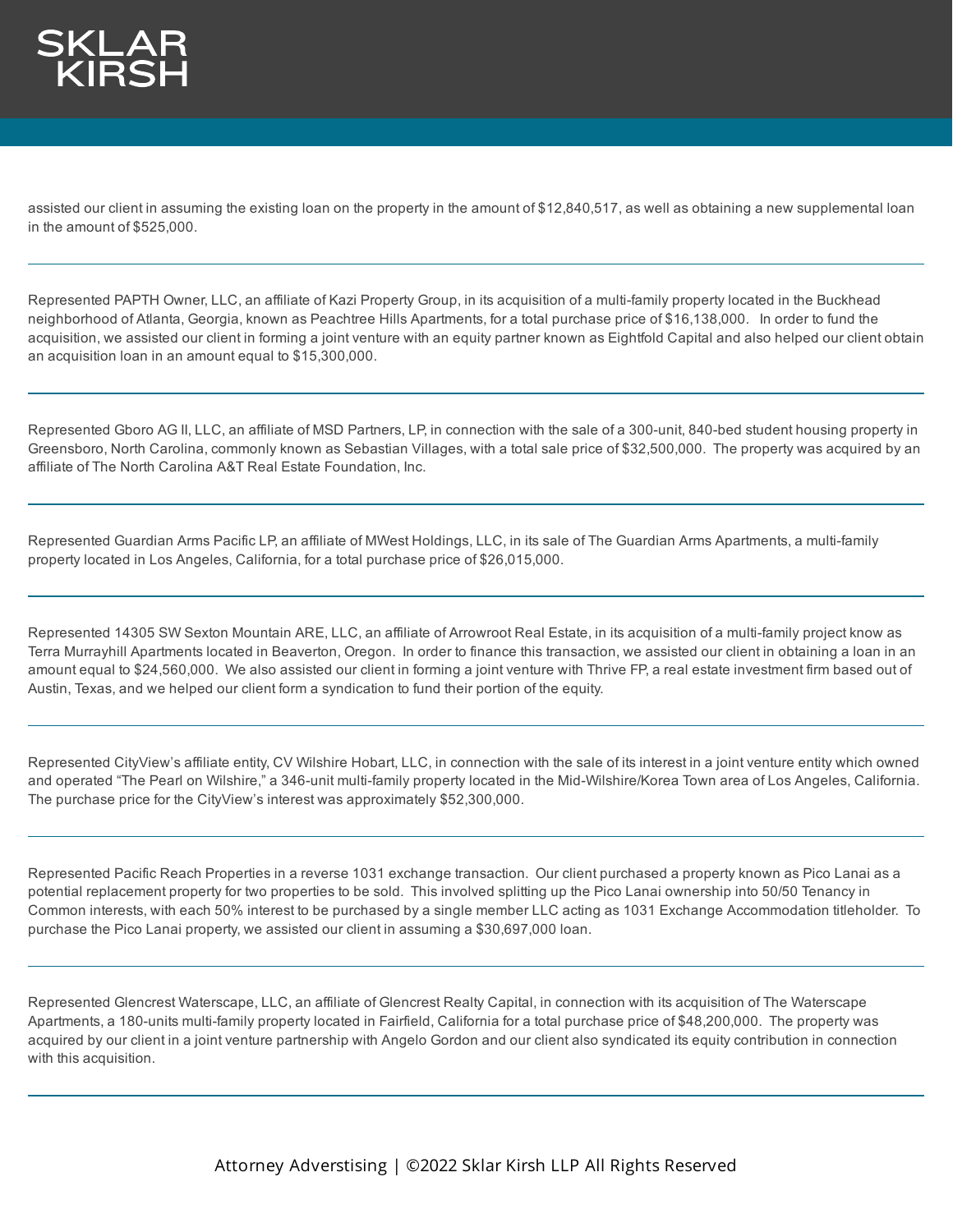assisted our client in assuming the existing loan on the property in the amount of $12,840,517, as well as obtaining a new supplemental loan in the amount of $525,000.

---

Represented PAPTH Owner, LLC, an affiliate of Kazi Property Group, in its acquisition of a multi-family property located in the Buckhead neighborhood of Atlanta, Georgia, known as Peachtree Hills Apartments, for a total purchase price of $16,138,000. In order to fund the acquisition, we assisted our client in forming a joint venture with an equity partner known as Eightfold Capital and also helped our client obtain an acquisition loan in an amount equal to $15,300,000.

---

Represented Gboro AG II, LLC, an affiliate of MSD Partners, LP, in connection with the sale of a 300-unit, 840-bed student housing property in Greensboro, North Carolina, commonly known as Sebastian Villages, with a total sale price of $32,500,000. The property was acquired by an affiliate of The North Carolina A&T Real Estate Foundation, Inc.

---

Represented Guardian Arms Pacific LP, an affiliate of MWest Holdings, LLC, in its sale of The Guardian Arms Apartments, a multi-family property located in Los Angeles, California, for a total purchase price of $26,015,000.

---

Represented 14305 SW Sexton Mountain ARE, LLC, an affiliate of Arrowroot Real Estate, in its acquisition of a multi-family project know as Terra Murrayhill Apartments located in Beaverton, Oregon. In order to finance this transaction, we assisted our client in obtaining a loan in an amount equal to $24,560,000. We also assisted our client in forming a joint venture with Thrive FP, a real estate investment firm based out of Austin, Texas, and we helped our client form a syndication to fund their portion of the equity.

---

Represented CityView's affiliate entity, CV Wilshire Hobart, LLC, in connection with the sale of its interest in a joint venture entity which owned and operated "The Pearl on Wilshire," a 346-unit multi-family property located in the Mid-Wilshire/Korea Town area of Los Angeles, California. The purchase price for the CityView's interest was approximately $52,300,000.

---

Represented Pacific Reach Properties in a reverse 1031 exchange transaction. Our client purchased a property known as Pico Lanai as a potential replacement property for two properties to be sold. This involved splitting up the Pico Lanai ownership into 50/50 Tenancy in Common interests, with each 50% interest to be purchased by a single member LLC acting as 1031 Exchange Accommodation titleholder. To purchase the Pico Lanai property, we assisted our client in assuming a $30,697,000 loan.

---

Represented Glencrest Waterscape, LLC, an affiliate of Glencrest Realty Capital, in connection with its acquisition of The Waterscape Apartments, a 180-units multi-family property located in Fairfield, California for a total purchase price of $48,200,000. The property was acquired by our client in a joint venture partnership with Angelo Gordon and our client also syndicated its equity contribution in connection with this acquisition.

---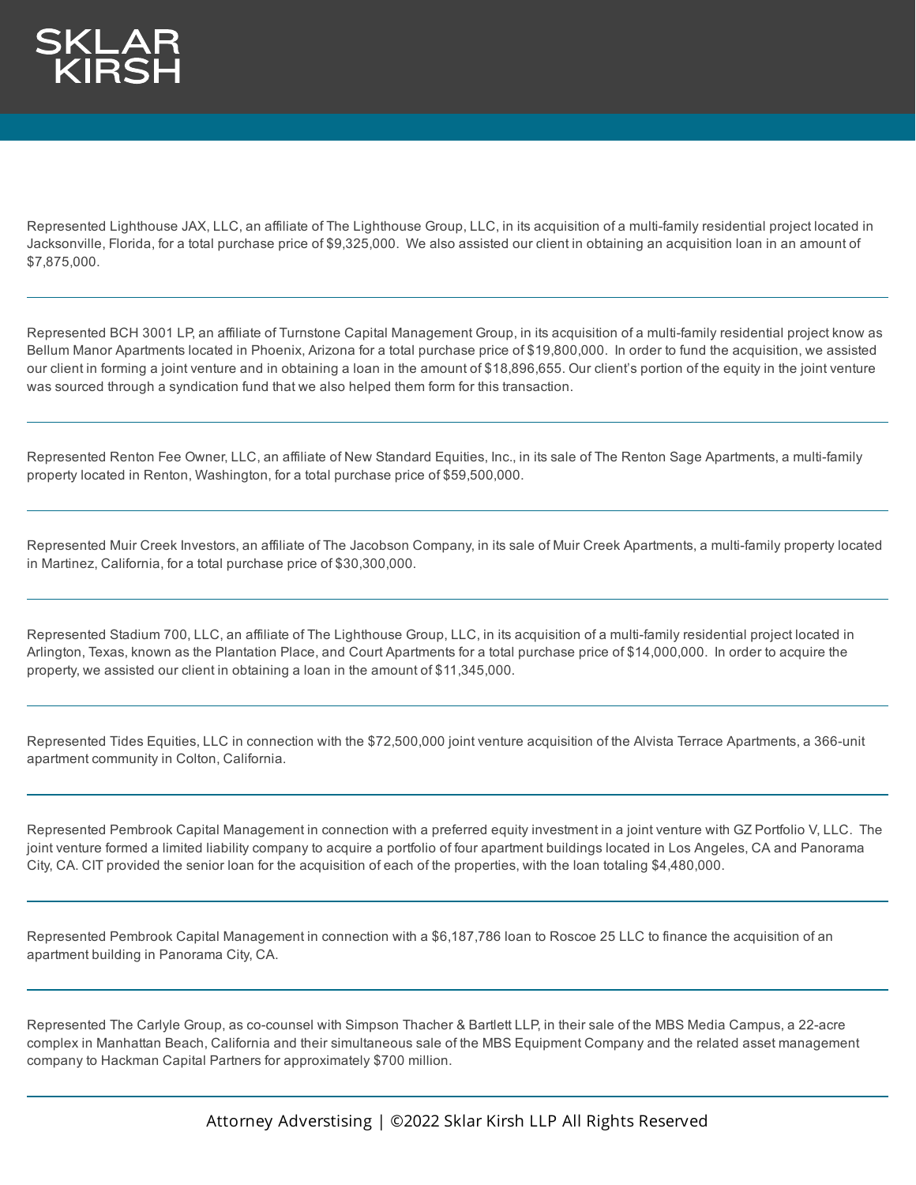Represented Lighthouse JAX, LLC, an affiliate of The Lighthouse Group, LLC, in its acquisition of a multi-family residential project located in Jacksonville, Florida, for a total purchase price of $9,325,000.  We also assisted our client in obtaining an acquisition loan in an amount of $7,875,000.

---

Represented BCH 3001 LP, an affiliate of Turnstone Capital Management Group, in its acquisition of a multi-family residential project know as Bellum Manor Apartments located in Phoenix, Arizona for a total purchase price of $19,800,000.  In order to fund the acquisition, we assisted our client in forming a joint venture and in obtaining a loan in the amount of $18,896,655. Our client's portion of the equity in the joint venture was sourced through a syndication fund that we also helped them form for this transaction.

---

Represented Renton Fee Owner, LLC, an affiliate of New Standard Equities, Inc., in its sale of The Renton Sage Apartments, a multi-family property located in Renton, Washington, for a total purchase price of $59,500,000.

---

Represented Muir Creek Investors, an affiliate of The Jacobson Company, in its sale of Muir Creek Apartments, a multi-family property located in Martinez, California, for a total purchase price of $30,300,000.

---

Represented Stadium 700, LLC, an affiliate of The Lighthouse Group, LLC, in its acquisition of a multi-family residential project located in Arlington, Texas, known as the Plantation Place, and Court Apartments for a total purchase price of $14,000,000.  In order to acquire the property, we assisted our client in obtaining a loan in the amount of $11,345,000.

---

Represented Tides Equities, LLC in connection with the $72,500,000 joint venture acquisition of the Alvista Terrace Apartments, a 366-unit apartment community in Colton, California.

---

Represented Pembrook Capital Management in connection with a preferred equity investment in a joint venture with GZ Portfolio V, LLC.  The joint venture formed a limited liability company to acquire a portfolio of four apartment buildings located in Los Angeles, CA and Panorama City, CA. CIT provided the senior loan for the acquisition of each of the properties, with the loan totaling $4,480,000.

---

Represented Pembrook Capital Management in connection with a $6,187,786 loan to Roscoe 25 LLC to finance the acquisition of an apartment building in Panorama City, CA.

---

Represented The Carlyle Group, as co-counsel with Simpson Thacher & Bartlett LLP, in their sale of the MBS Media Campus, a 22-acre complex in Manhattan Beach, California and their simultaneous sale of the MBS Equipment Company and the related asset management company to Hackman Capital Partners for approximately $700 million.

---

Attorney Adverstising | ©2022 Sklar Kirsh LLP All Rights Reserved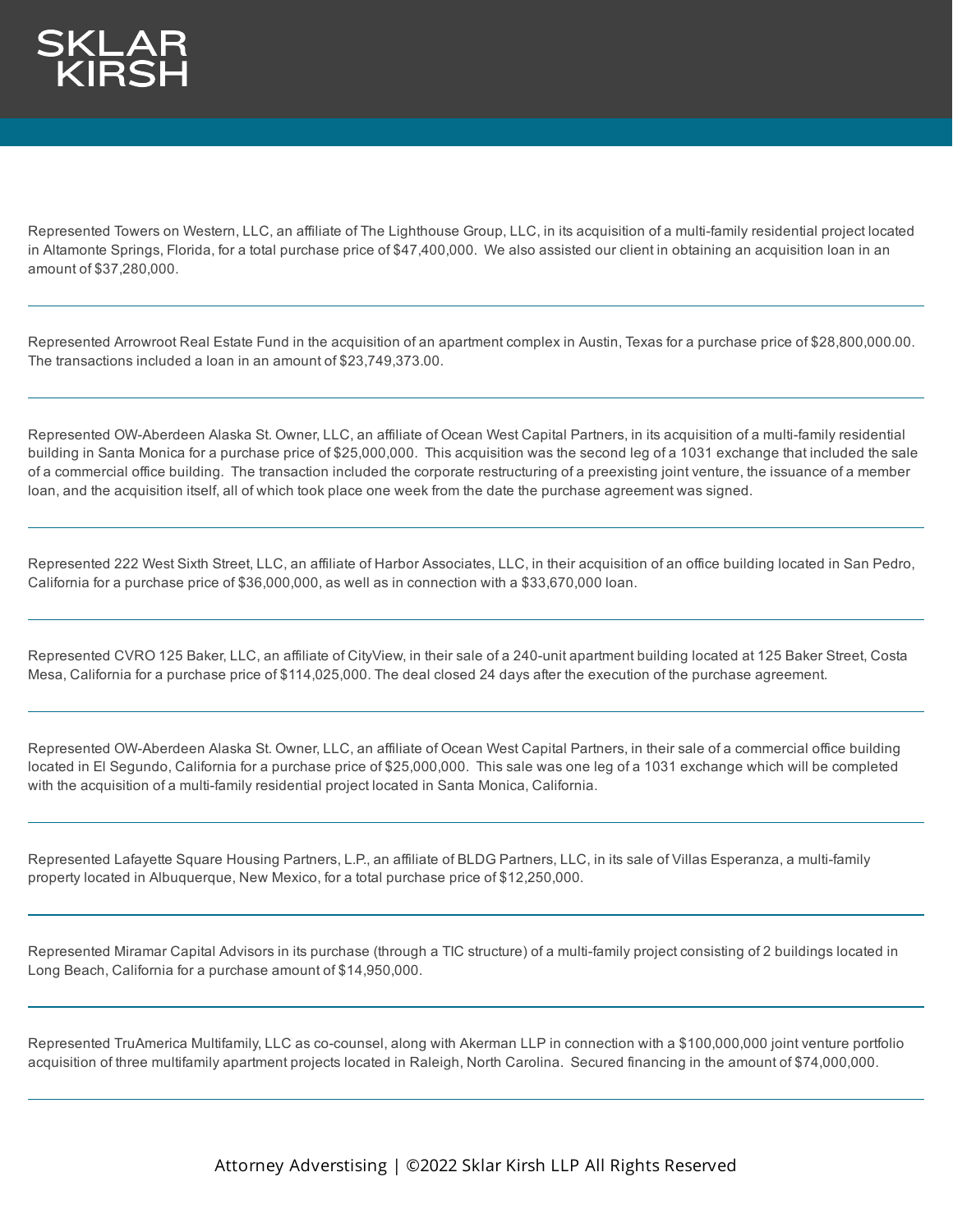Represented Towers on Western, LLC, an affiliate of The Lighthouse Group, LLC, in its acquisition of a multi-family residential project located in Altamonte Springs, Florida, for a total purchase price of $47,400,000. We also assisted our client in obtaining an acquisition loan in an amount of $37,280,000.

---

Represented Arrowroot Real Estate Fund in the acquisition of an apartment complex in Austin, Texas for a purchase price of $28,800,000.00. The transactions included a loan in an amount of $23,749,373.00.

---

Represented OW-Aberdeen Alaska St. Owner, LLC, an affiliate of Ocean West Capital Partners, in its acquisition of a multi-family residential building in Santa Monica for a purchase price of $25,000,000. This acquisition was the second leg of a 1031 exchange that included the sale of a commercial office building. The transaction included the corporate restructuring of a preexisting joint venture, the issuance of a member loan, and the acquisition itself, all of which took place one week from the date the purchase agreement was signed.

---

Represented 222 West Sixth Street, LLC, an affiliate of Harbor Associates, LLC, in their acquisition of an office building located in San Pedro, California for a purchase price of $36,000,000, as well as in connection with a $33,670,000 loan.

---

Represented CVRO 125 Baker, LLC, an affiliate of CityView, in their sale of a 240-unit apartment building located at 125 Baker Street, Costa Mesa, California for a purchase price of $114,025,000. The deal closed 24 days after the execution of the purchase agreement.

---

Represented OW-Aberdeen Alaska St. Owner, LLC, an affiliate of Ocean West Capital Partners, in their sale of a commercial office building located in El Segundo, California for a purchase price of $25,000,000. This sale was one leg of a 1031 exchange which will be completed with the acquisition of a multi-family residential project located in Santa Monica, California.

---

Represented Lafayette Square Housing Partners, L.P., an affiliate of BLDG Partners, LLC, in its sale of Villas Esperanza, a multi-family property located in Albuquerque, New Mexico, for a total purchase price of $12,250,000.

---

Represented Miramar Capital Advisors in its purchase (through a TIC structure) of a multi-family project consisting of 2 buildings located in Long Beach, California for a purchase amount of $14,950,000.

---

Represented TruAmerica Multifamily, LLC as co-counsel, along with Akerman LLP in connection with a $100,000,000 joint venture portfolio acquisition of three multifamily apartment projects located in Raleigh, North Carolina. Secured financing in the amount of $74,000,000.

---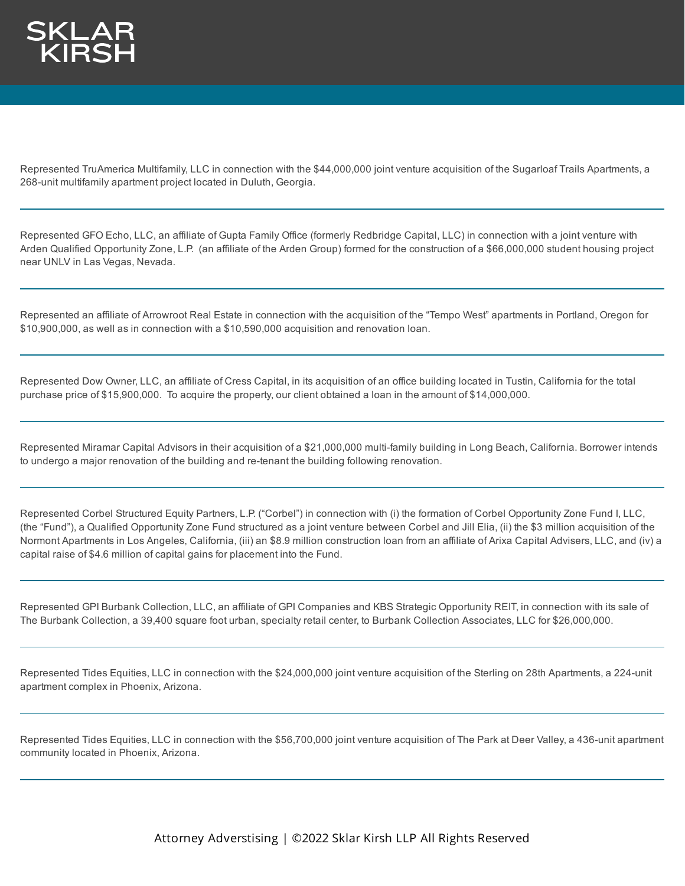Represented TruAmerica Multifamily, LLC in connection with the $44,000,000 joint venture acquisition of the Sugarloaf Trails Apartments, a 268-unit multifamily apartment project located in Duluth, Georgia.

---

Represented GFO Echo, LLC, an affiliate of Gupta Family Office (formerly Redbridge Capital, LLC) in connection with a joint venture with Arden Qualified Opportunity Zone, L.P. (an affiliate of the Arden Group) formed for the construction of a $66,000,000 student housing project near UNLV in Las Vegas, Nevada.

---

Represented an affiliate of Arrowroot Real Estate in connection with the acquisition of the “Tempo West” apartments in Portland, Oregon for $10,900,000, as well as in connection with a $10,590,000 acquisition and renovation loan.

---

Represented Dow Owner, LLC, an affiliate of Cress Capital, in its acquisition of an office building located in Tustin, California for the total purchase price of $15,900,000. To acquire the property, our client obtained a loan in the amount of $14,000,000.

---

Represented Miramar Capital Advisors in their acquisition of a $21,000,000 multi-family building in Long Beach, California. Borrower intends to undergo a major renovation of the building and re-tenant the building following renovation.

---

Represented Corbel Structured Equity Partners, L.P. (“Corbel”) in connection with (i) the formation of Corbel Opportunity Zone Fund I, LLC, (the “Fund”), a Qualified Opportunity Zone Fund structured as a joint venture between Corbel and Jill Elia, (ii) the $3 million acquisition of the Normont Apartments in Los Angeles, California, (iii) an $8.9 million construction loan from an affiliate of Arixa Capital Advisers, LLC, and (iv) a capital raise of $4.6 million of capital gains for placement into the Fund.

---

Represented GPI Burbank Collection, LLC, an affiliate of GPI Companies and KBS Strategic Opportunity REIT, in connection with its sale of The Burbank Collection, a 39,400 square foot urban, specialty retail center, to Burbank Collection Associates, LLC for $26,000,000.

---

Represented Tides Equities, LLC in connection with the $24,000,000 joint venture acquisition of the Sterling on 28th Apartments, a 224-unit apartment complex in Phoenix, Arizona.

---

Represented Tides Equities, LLC in connection with the $56,700,000 joint venture acquisition of The Park at Deer Valley, a 436-unit apartment community located in Phoenix, Arizona.

---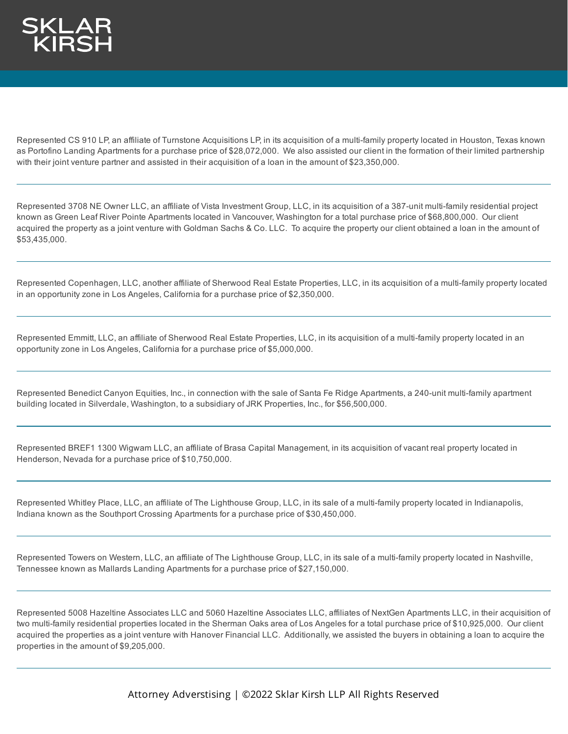Represented CS 910 LP, an affiliate of Turnstone Acquisitions LP, in its acquisition of a multi-family property located in Houston, Texas known as Portofino Landing Apartments for a purchase price of $28,072,000. We also assisted our client in the formation of their limited partnership with their joint venture partner and assisted in their acquisition of a loan in the amount of $23,350,000.

---

Represented 3708 NE Owner LLC, an affiliate of Vista Investment Group, LLC, in its acquisition of a 387-unit multi-family residential project known as Green Leaf River Pointe Apartments located in Vancouver, Washington for a total purchase price of $68,800,000. Our client acquired the property as a joint venture with Goldman Sachs & Co. LLC. To acquire the property our client obtained a loan in the amount of $53,435,000.

---

Represented Copenhagen, LLC, another affiliate of Sherwood Real Estate Properties, LLC, in its acquisition of a multi-family property located in an opportunity zone in Los Angeles, California for a purchase price of $2,350,000.

---

Represented Emmitt, LLC, an affiliate of Sherwood Real Estate Properties, LLC, in its acquisition of a multi-family property located in an opportunity zone in Los Angeles, California for a purchase price of $5,000,000.

---

Represented Benedict Canyon Equities, Inc., in connection with the sale of Santa Fe Ridge Apartments, a 240-unit multi-family apartment building located in Silverdale, Washington, to a subsidiary of JRK Properties, Inc., for $56,500,000.

---

Represented BREF1 1300 Wigwam LLC, an affiliate of Brasa Capital Management, in its acquisition of vacant real property located in Henderson, Nevada for a purchase price of $10,750,000.

---

Represented Whitley Place, LLC, an affiliate of The Lighthouse Group, LLC, in its sale of a multi-family property located in Indianapolis, Indiana known as the Southport Crossing Apartments for a purchase price of $30,450,000.

---

Represented Towers on Western, LLC, an affiliate of The Lighthouse Group, LLC, in its sale of a multi-family property located in Nashville, Tennessee known as Mallards Landing Apartments for a purchase price of $27,150,000.

---

Represented 5008 Hazeltine Associates LLC and 5060 Hazeltine Associates LLC, affiliates of NextGen Apartments LLC, in their acquisition of two multi-family residential properties located in the Sherman Oaks area of Los Angeles for a total purchase price of $10,925,000. Our client acquired the properties as a joint venture with Hanover Financial LLC. Additionally, we assisted the buyers in obtaining a loan to acquire the properties in the amount of $9,205,000.

---

Attorney Adverstising | ©2022 Sklar Kirsh LLP All Rights Reserved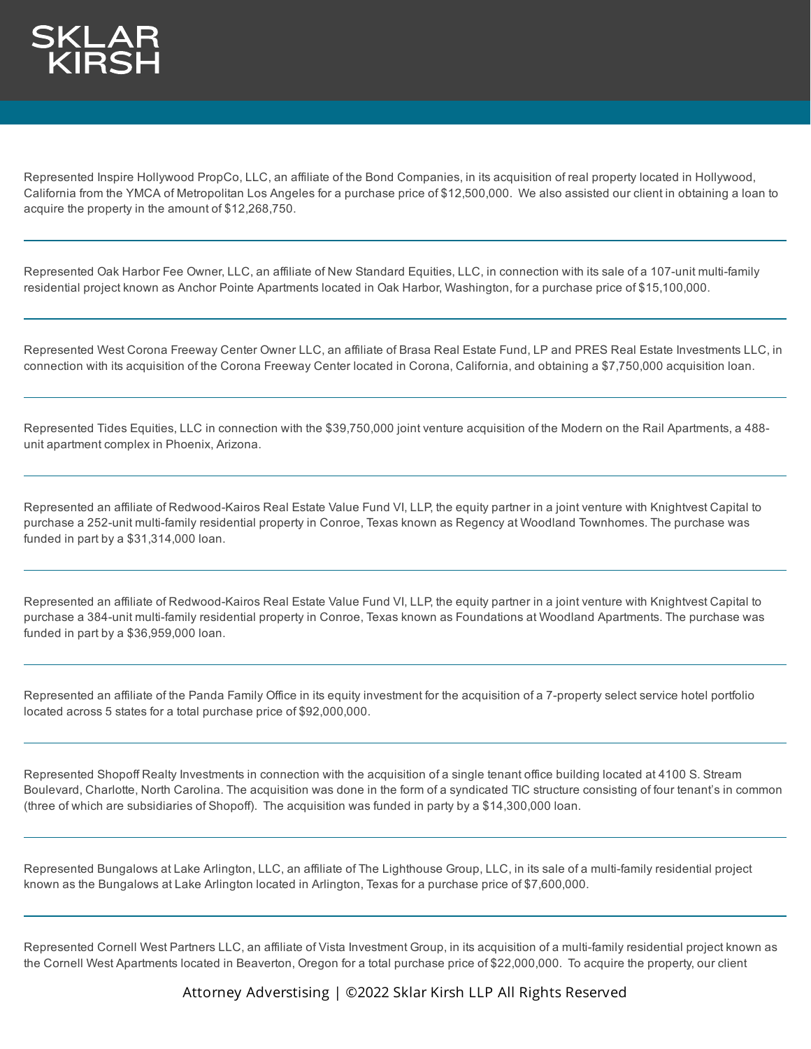Represented Inspire Hollywood PropCo, LLC, an affiliate of the Bond Companies, in its acquisition of real property located in Hollywood, California from the YMCA of Metropolitan Los Angeles for a purchase price of $12,500,000.  We also assisted our client in obtaining a loan to acquire the property in the amount of $12,268,750.

---

Represented Oak Harbor Fee Owner, LLC, an affiliate of New Standard Equities, LLC, in connection with its sale of a 107-unit multi-family residential project known as Anchor Pointe Apartments located in Oak Harbor, Washington, for a purchase price of $15,100,000.

---

Represented West Corona Freeway Center Owner LLC, an affiliate of Brasa Real Estate Fund, LP and PRES Real Estate Investments LLC, in connection with its acquisition of the Corona Freeway Center located in Corona, California, and obtaining a $7,750,000 acquisition loan.

---

Represented Tides Equities, LLC in connection with the $39,750,000 joint venture acquisition of the Modern on the Rail Apartments, a 488-unit apartment complex in Phoenix, Arizona.

---

Represented an affiliate of Redwood-Kairos Real Estate Value Fund VI, LLP, the equity partner in a joint venture with Knightvest Capital to purchase a 252-unit multi-family residential property in Conroe, Texas known as Regency at Woodland Townhomes. The purchase was funded in part by a $31,314,000 loan.

---

Represented an affiliate of Redwood-Kairos Real Estate Value Fund VI, LLP, the equity partner in a joint venture with Knightvest Capital to purchase a 384-unit multi-family residential property in Conroe, Texas known as Foundations at Woodland Apartments. The purchase was funded in part by a $36,959,000 loan.

---

Represented an affiliate of the Panda Family Office in its equity investment for the acquisition of a 7-property select service hotel portfolio located across 5 states for a total purchase price of $92,000,000.

---

Represented Shopoff Realty Investments in connection with the acquisition of a single tenant office building located at 4100 S. Stream Boulevard, Charlotte, North Carolina. The acquisition was done in the form of a syndicated TIC structure consisting of four tenant's in common (three of which are subsidiaries of Shopoff).  The acquisition was funded in party by a $14,300,000 loan.

---

Represented Bungalows at Lake Arlington, LLC, an affiliate of The Lighthouse Group, LLC, in its sale of a multi-family residential project known as the Bungalows at Lake Arlington located in Arlington, Texas for a purchase price of $7,600,000.

---

Represented Cornell West Partners LLC, an affiliate of Vista Investment Group, in its acquisition of a multi-family residential project known as the Cornell West Apartments located in Beaverton, Oregon for a total purchase price of $22,000,000.  To acquire the property, our client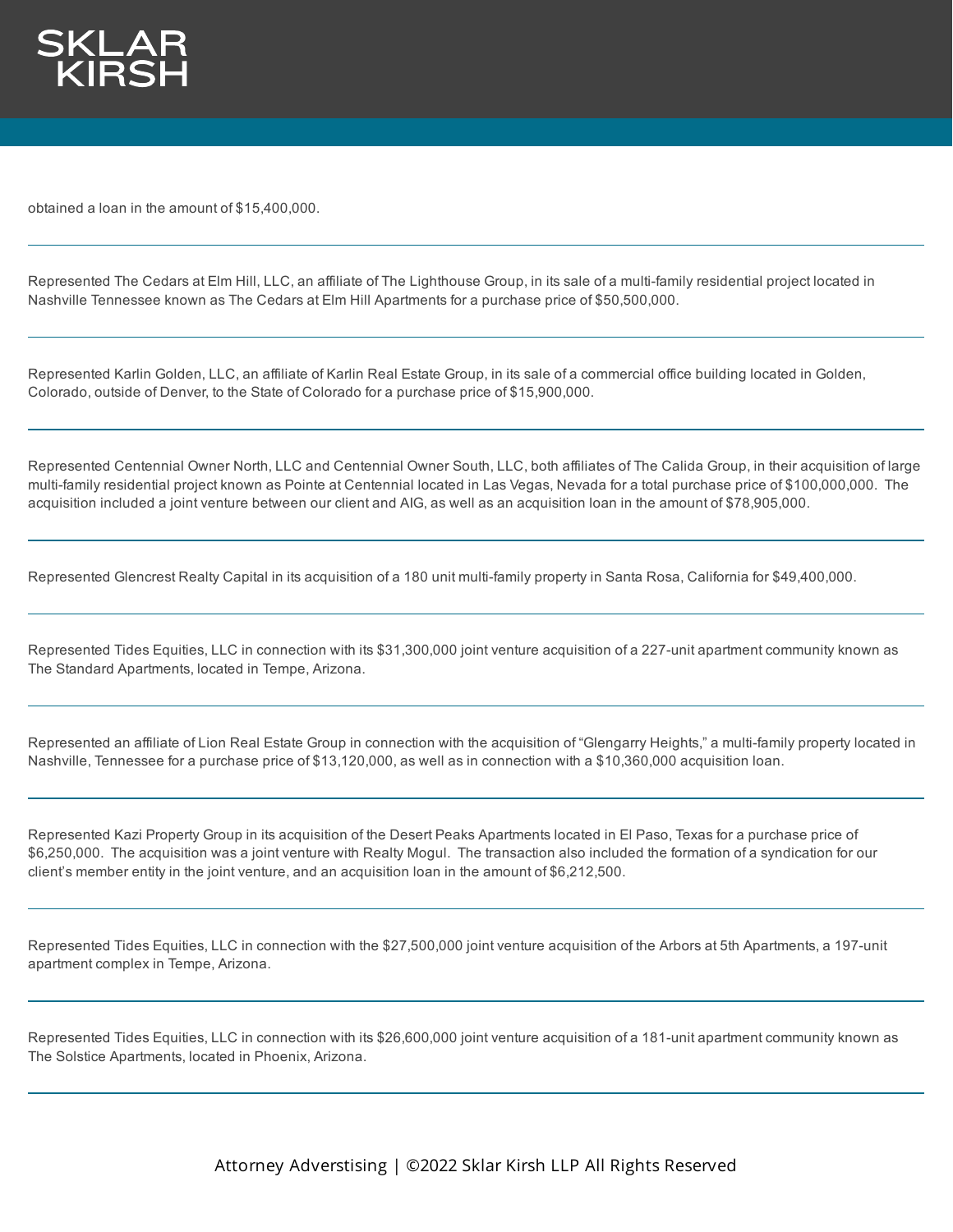obtained a loan in the amount of $15,400,000.

---

Represented The Cedars at Elm Hill, LLC, an affiliate of The Lighthouse Group, in its sale of a multi-family residential project located in Nashville Tennessee known as The Cedars at Elm Hill Apartments for a purchase price of $50,500,000.

---

Represented Karlin Golden, LLC, an affiliate of Karlin Real Estate Group, in its sale of a commercial office building located in Golden, Colorado, outside of Denver, to the State of Colorado for a purchase price of $15,900,000.

---

Represented Centennial Owner North, LLC and Centennial Owner South, LLC, both affiliates of The Calida Group, in their acquisition of large multi-family residential project known as Pointe at Centennial located in Las Vegas, Nevada for a total purchase price of $100,000,000. The acquisition included a joint venture between our client and AIG, as well as an acquisition loan in the amount of $78,905,000.

---

Represented Glencrest Realty Capital in its acquisition of a 180 unit multi-family property in Santa Rosa, California for $49,400,000.

---

Represented Tides Equities, LLC in connection with its $31,300,000 joint venture acquisition of a 227-unit apartment community known as The Standard Apartments, located in Tempe, Arizona.

---

Represented an affiliate of Lion Real Estate Group in connection with the acquisition of "Glengarry Heights," a multi-family property located in Nashville, Tennessee for a purchase price of $13,120,000, as well as in connection with a $10,360,000 acquisition loan.

---

Represented Kazi Property Group in its acquisition of the Desert Peaks Apartments located in El Paso, Texas for a purchase price of $6,250,000. The acquisition was a joint venture with Realty Mogul. The transaction also included the formation of a syndication for our client's member entity in the joint venture, and an acquisition loan in the amount of $6,212,500.

---

Represented Tides Equities, LLC in connection with the $27,500,000 joint venture acquisition of the Arbors at 5th Apartments, a 197-unit apartment complex in Tempe, Arizona.

---

Represented Tides Equities, LLC in connection with its $26,600,000 joint venture acquisition of a 181-unit apartment community known as The Solstice Apartments, located in Phoenix, Arizona.

---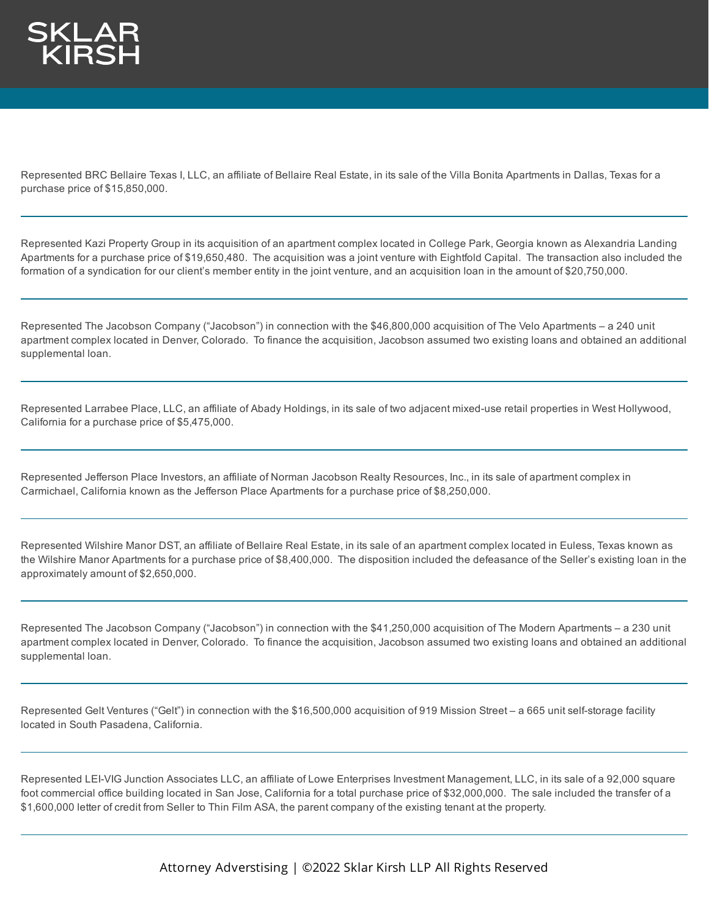Represented BRC Bellaire Texas I, LLC, an affiliate of Bellaire Real Estate, in its sale of the Villa Bonita Apartments in Dallas, Texas for a purchase price of $15,850,000.

---

Represented Kazi Property Group in its acquisition of an apartment complex located in College Park, Georgia known as Alexandria Landing Apartments for a purchase price of $19,650,480. The acquisition was a joint venture with Eightfold Capital. The transaction also included the formation of a syndication for our client's member entity in the joint venture, and an acquisition loan in the amount of $20,750,000.

---

Represented The Jacobson Company ("Jacobson") in connection with the $46,800,000 acquisition of The Velo Apartments – a 240 unit apartment complex located in Denver, Colorado. To finance the acquisition, Jacobson assumed two existing loans and obtained an additional supplemental loan.

---

Represented Larrabee Place, LLC, an affiliate of Abady Holdings, in its sale of two adjacent mixed-use retail properties in West Hollywood, California for a purchase price of $5,475,000.

---

Represented Jefferson Place Investors, an affiliate of Norman Jacobson Realty Resources, Inc., in its sale of apartment complex in Carmichael, California known as the Jefferson Place Apartments for a purchase price of $8,250,000.

---

Represented Wilshire Manor DST, an affiliate of Bellaire Real Estate, in its sale of an apartment complex located in Euless, Texas known as the Wilshire Manor Apartments for a purchase price of $8,400,000. The disposition included the defeasance of the Seller's existing loan in the approximately amount of $2,650,000.

---

Represented The Jacobson Company ("Jacobson") in connection with the $41,250,000 acquisition of The Modern Apartments – a 230 unit apartment complex located in Denver, Colorado. To finance the acquisition, Jacobson assumed two existing loans and obtained an additional supplemental loan.

---

Represented Gelt Ventures ("Gelt") in connection with the $16,500,000 acquisition of 919 Mission Street – a 665 unit self-storage facility located in South Pasadena, California.

---

Represented LEI-VIG Junction Associates LLC, an affiliate of Lowe Enterprises Investment Management, LLC, in its sale of a 92,000 square foot commercial office building located in San Jose, California for a total purchase price of $32,000,000. The sale included the transfer of a $1,600,000 letter of credit from Seller to Thin Film ASA, the parent company of the existing tenant at the property.

---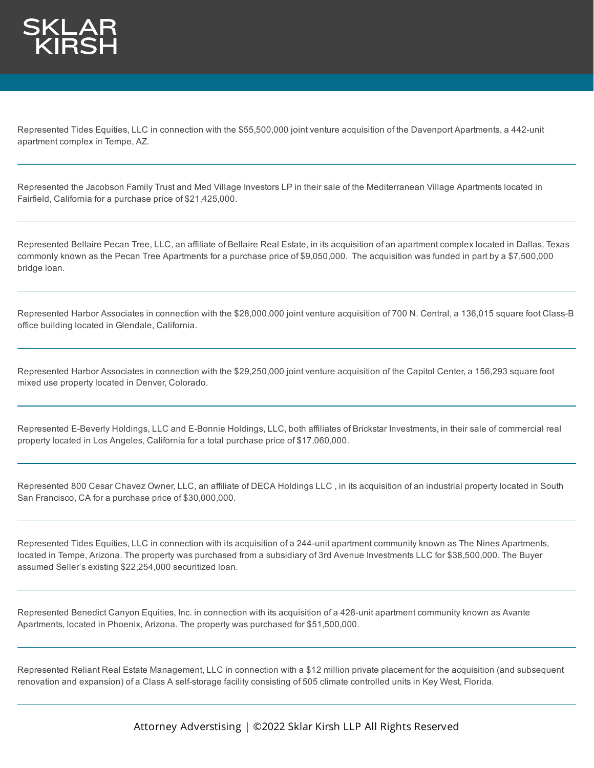Represented Tides Equities, LLC in connection with the $55,500,000 joint venture acquisition of the Davenport Apartments, a 442-unit apartment complex in Tempe, AZ.

---

Represented the Jacobson Family Trust and Med Village Investors LP in their sale of the Mediterranean Village Apartments located in Fairfield, California for a purchase price of $21,425,000.

---

Represented Bellaire Pecan Tree, LLC, an affiliate of Bellaire Real Estate, in its acquisition of an apartment complex located in Dallas, Texas commonly known as the Pecan Tree Apartments for a purchase price of $9,050,000. The acquisition was funded in part by a $7,500,000 bridge loan.

---

Represented Harbor Associates in connection with the $28,000,000 joint venture acquisition of 700 N. Central, a 136,015 square foot Class-B office building located in Glendale, California.

---

Represented Harbor Associates in connection with the $29,250,000 joint venture acquisition of the Capitol Center, a 156,293 square foot mixed use property located in Denver, Colorado.

---

Represented E-Beverly Holdings, LLC and E-Bonnie Holdings, LLC, both affiliates of Brickstar Investments, in their sale of commercial real property located in Los Angeles, California for a total purchase price of $17,060,000.

---

Represented 800 Cesar Chavez Owner, LLC, an affiliate of DECA Holdings LLC , in its acquisition of an industrial property located in South San Francisco, CA for a purchase price of $30,000,000.

---

Represented Tides Equities, LLC in connection with its acquisition of a 244-unit apartment community known as The Nines Apartments, located in Tempe, Arizona. The property was purchased from a subsidiary of 3rd Avenue Investments LLC for $38,500,000. The Buyer assumed Seller's existing $22,254,000 securitized loan.

---

Represented Benedict Canyon Equities, Inc. in connection with its acquisition of a 428-unit apartment community known as Avante Apartments, located in Phoenix, Arizona. The property was purchased for $51,500,000.

---

Represented Reliant Real Estate Management, LLC in connection with a $12 million private placement for the acquisition (and subsequent renovation and expansion) of a Class A self-storage facility consisting of 505 climate controlled units in Key West, Florida.

---

Attorney Adverstising | ©2022 Sklar Kirsh LLP All Rights Reserved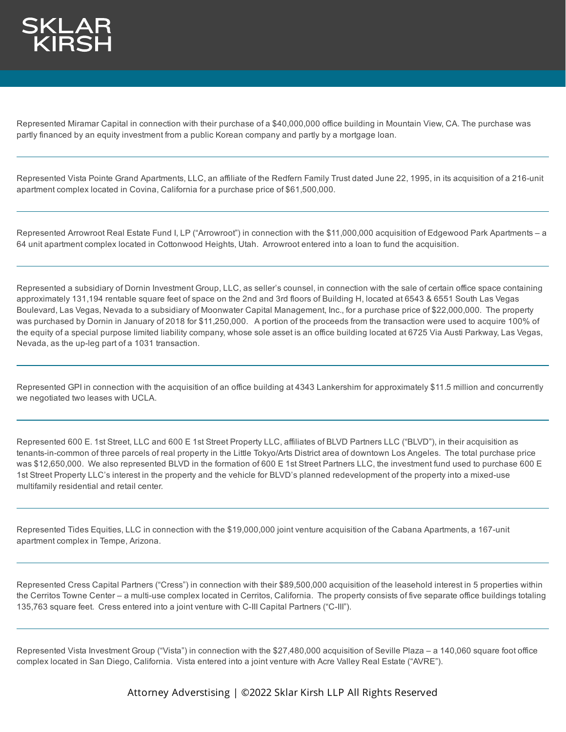Represented Miramar Capital in connection with their purchase of a $40,000,000 office building in Mountain View, CA. The purchase was partly financed by an equity investment from a public Korean company and partly by a mortgage loan.

---

Represented Vista Pointe Grand Apartments, LLC, an affiliate of the Redfern Family Trust dated June 22, 1995, in its acquisition of a 216-unit apartment complex located in Covina, California for a purchase price of $61,500,000.

---

Represented Arrowroot Real Estate Fund I, LP ("Arrowroot") in connection with the $11,000,000 acquisition of Edgewood Park Apartments – a 64 unit apartment complex located in Cottonwood Heights, Utah. Arrowroot entered into a loan to fund the acquisition.

---

Represented a subsidiary of Dornin Investment Group, LLC, as seller's counsel, in connection with the sale of certain office space containing approximately 131,194 rentable square feet of space on the 2nd and 3rd floors of Building H, located at 6543 & 6551 South Las Vegas Boulevard, Las Vegas, Nevada to a subsidiary of Moonwater Capital Management, Inc., for a purchase price of $22,000,000. The property was purchased by Dornin in January of 2018 for $11,250,000. A portion of the proceeds from the transaction were used to acquire 100% of the equity of a special purpose limited liability company, whose sole asset is an office building located at 6725 Via Austi Parkway, Las Vegas, Nevada, as the up-leg part of a 1031 transaction.

---

Represented GPI in connection with the acquisition of an office building at 4343 Lankershim for approximately $11.5 million and concurrently we negotiated two leases with UCLA.

---

Represented 600 E. 1st Street, LLC and 600 E 1st Street Property LLC, affiliates of BLVD Partners LLC ("BLVD"), in their acquisition as tenants-in-common of three parcels of real property in the Little Tokyo/Arts District area of downtown Los Angeles. The total purchase price was $12,650,000. We also represented BLVD in the formation of 600 E 1st Street Partners LLC, the investment fund used to purchase 600 E 1st Street Property LLC's interest in the property and the vehicle for BLVD's planned redevelopment of the property into a mixed-use multifamily residential and retail center.

---

Represented Tides Equities, LLC in connection with the $19,000,000 joint venture acquisition of the Cabana Apartments, a 167-unit apartment complex in Tempe, Arizona.

---

Represented Cress Capital Partners ("Cress") in connection with their $89,500,000 acquisition of the leasehold interest in 5 properties within the Cerritos Towne Center – a multi-use complex located in Cerritos, California. The property consists of five separate office buildings totaling 135,763 square feet. Cress entered into a joint venture with C-III Capital Partners ("C-III").

---

Represented Vista Investment Group ("Vista") in connection with the $27,480,000 acquisition of Seville Plaza – a 140,060 square foot office complex located in San Diego, California. Vista entered into a joint venture with Acre Valley Real Estate ("AVRE").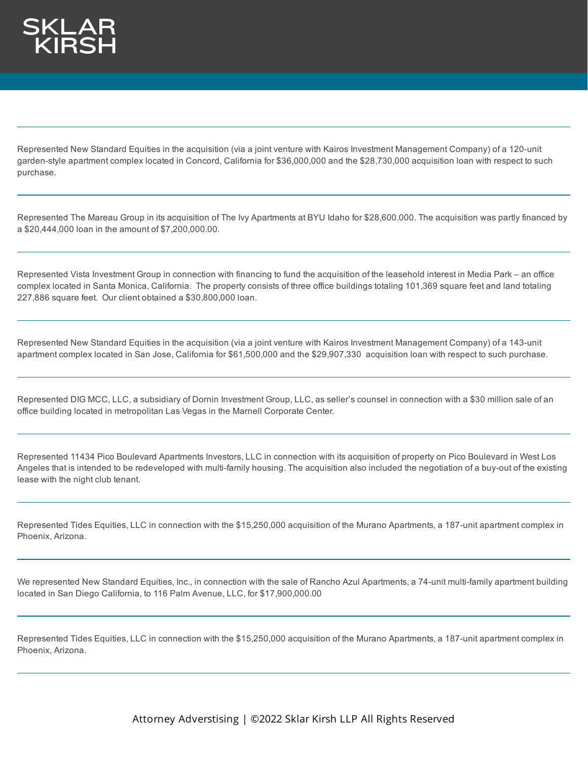Represented New Standard Equities in the acquisition (via a joint venture with Kairos Investment Management Company) of a 120-unit garden-style apartment complex located in Concord, California for $36,000,000 and the $28,730,000 acquisition loan with respect to such purchase.

---

Represented The Mareau Group in its acquisition of The Ivy Apartments at BYU Idaho for $28,600.000. The acquisition was partly financed by a $20,444,000 loan in the amount of $7,200,000.00.

---

Represented Vista Investment Group in connection with financing to fund the acquisition of the leasehold interest in Media Park – an office complex located in Santa Monica, California. The property consists of three office buildings totaling 101,369 square feet and land totaling 227,886 square feet. Our client obtained a $30,800,000 loan.

---

Represented New Standard Equities in the acquisition (via a joint venture with Kairos Investment Management Company) of a 143-unit apartment complex located in San Jose, California for $61,500,000 and the $29,907,330 acquisition loan with respect to such purchase.

---

Represented DIG MCC, LLC, a subsidiary of Dornin Investment Group, LLC, as seller's counsel in connection with a $30 million sale of an office building located in metropolitan Las Vegas in the Marnell Corporate Center.

---

Represented 11434 Pico Boulevard Apartments Investors, LLC in connection with its acquisition of property on Pico Boulevard in West Los Angeles that is intended to be redeveloped with multi-family housing. The acquisition also included the negotiation of a buy-out of the existing lease with the night club tenant.

---

Represented Tides Equities, LLC in connection with the $15,250,000 acquisition of the Murano Apartments, a 187-unit apartment complex in Phoenix, Arizona.

---

We represented New Standard Equities, Inc., in connection with the sale of Rancho Azul Apartments, a 74-unit multi-family apartment building located in San Diego California, to 116 Palm Avenue, LLC, for $17,900,000.00

---

Represented Tides Equities, LLC in connection with the $15,250,000 acquisition of the Murano Apartments, a 187-unit apartment complex in Phoenix, Arizona.

---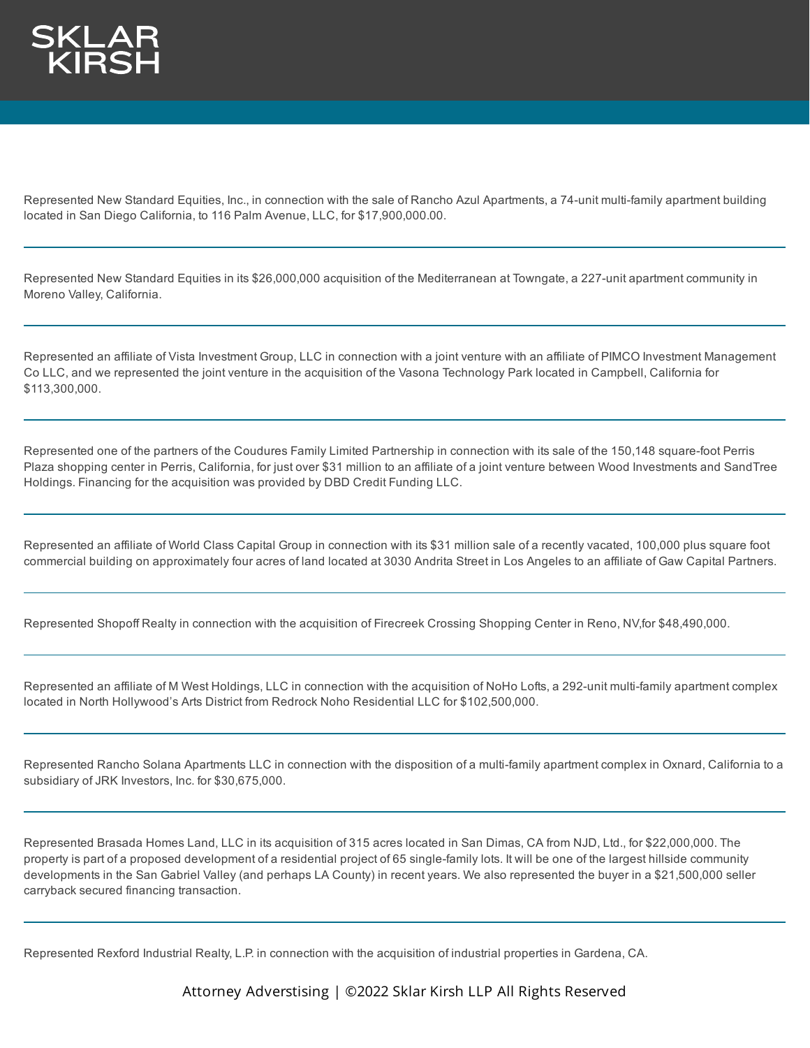Represented New Standard Equities, Inc., in connection with the sale of Rancho Azul Apartments, a 74-unit multi-family apartment building located in San Diego California, to 116 Palm Avenue, LLC, for $17,900,000.00.

---

Represented New Standard Equities in its $26,000,000 acquisition of the Mediterranean at Towngate, a 227-unit apartment community in Moreno Valley, California.

---

Represented an affiliate of Vista Investment Group, LLC in connection with a joint venture with an affiliate of PIMCO Investment Management Co LLC, and we represented the joint venture in the acquisition of the Vasona Technology Park located in Campbell, California for $113,300,000.

---

Represented one of the partners of the Coudures Family Limited Partnership in connection with its sale of the 150,148 square-foot Perris Plaza shopping center in Perris, California, for just over $31 million to an affiliate of a joint venture between Wood Investments and SandTree Holdings. Financing for the acquisition was provided by DBD Credit Funding LLC.

---

Represented an affiliate of World Class Capital Group in connection with its $31 million sale of a recently vacated, 100,000 plus square foot commercial building on approximately four acres of land located at 3030 Andrita Street in Los Angeles to an affiliate of Gaw Capital Partners.

---

Represented Shopoff Realty in connection with the acquisition of Firecreek Crossing Shopping Center in Reno, NV,for $48,490,000.

---

Represented an affiliate of M West Holdings, LLC in connection with the acquisition of NoHo Lofts, a 292-unit multi-family apartment complex located in North Hollywood's Arts District from Redrock Noho Residential LLC for $102,500,000.

---

Represented Rancho Solana Apartments LLC in connection with the disposition of a multi-family apartment complex in Oxnard, California to a subsidiary of JRK Investors, Inc. for $30,675,000.

---

Represented Brasada Homes Land, LLC in its acquisition of 315 acres located in San Dimas, CA from NJD, Ltd., for $22,000,000. The property is part of a proposed development of a residential project of 65 single-family lots. It will be one of the largest hillside community developments in the San Gabriel Valley (and perhaps LA County) in recent years. We also represented the buyer in a $21,500,000 seller carryback secured financing transaction.

---

Represented Rexford Industrial Realty, L.P. in connection with the acquisition of industrial properties in Gardena, CA.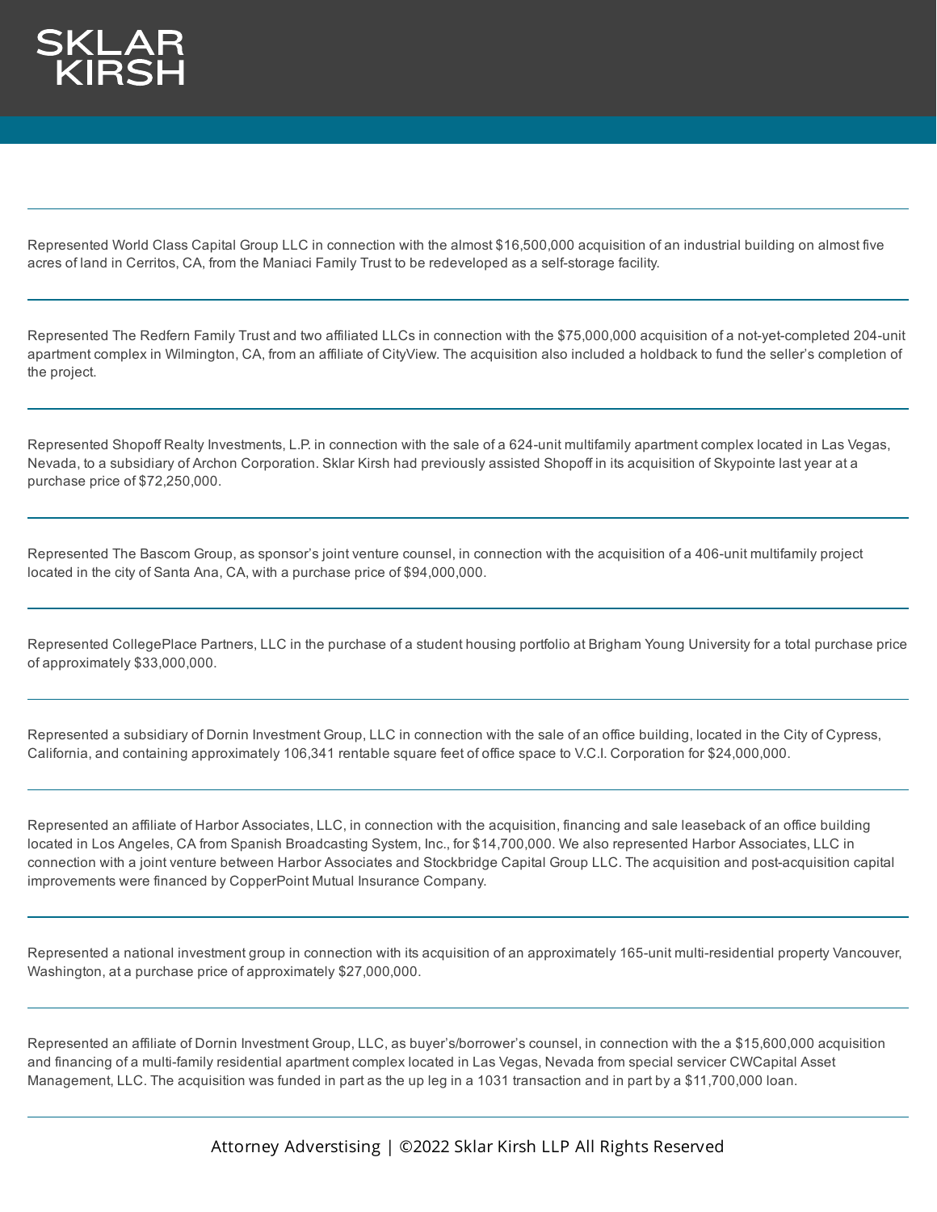Represented World Class Capital Group LLC in connection with the almost $16,500,000 acquisition of an industrial building on almost five acres of land in Cerritos, CA, from the Maniaci Family Trust to be redeveloped as a self-storage facility.

---

Represented The Redfern Family Trust and two affiliated LLCs in connection with the $75,000,000 acquisition of a not-yet-completed 204-unit apartment complex in Wilmington, CA, from an affiliate of CityView. The acquisition also included a holdback to fund the seller's completion of the project.

---

Represented Shopoff Realty Investments, L.P. in connection with the sale of a 624-unit multifamily apartment complex located in Las Vegas, Nevada, to a subsidiary of Archon Corporation. Sklar Kirsh had previously assisted Shopoff in its acquisition of Skypointe last year at a purchase price of $72,250,000.

---

Represented The Bascom Group, as sponsor's joint venture counsel, in connection with the acquisition of a 406-unit multifamily project located in the city of Santa Ana, CA, with a purchase price of $94,000,000.

---

Represented CollegePlace Partners, LLC in the purchase of a student housing portfolio at Brigham Young University for a total purchase price of approximately $33,000,000.

---

Represented a subsidiary of Dornin Investment Group, LLC in connection with the sale of an office building, located in the City of Cypress, California, and containing approximately 106,341 rentable square feet of office space to V.C.I. Corporation for $24,000,000.

---

Represented an affiliate of Harbor Associates, LLC, in connection with the acquisition, financing and sale leaseback of an office building located in Los Angeles, CA from Spanish Broadcasting System, Inc., for $14,700,000. We also represented Harbor Associates, LLC in connection with a joint venture between Harbor Associates and Stockbridge Capital Group LLC. The acquisition and post-acquisition capital improvements were financed by CopperPoint Mutual Insurance Company.

---

Represented a national investment group in connection with its acquisition of an approximately 165-unit multi-residential property Vancouver, Washington, at a purchase price of approximately $27,000,000.

---

Represented an affiliate of Dornin Investment Group, LLC, as buyer's/borrower's counsel, in connection with the a $15,600,000 acquisition and financing of a multi-family residential apartment complex located in Las Vegas, Nevada from special servicer CWCapital Asset Management, LLC. The acquisition was funded in part as the up leg in a 1031 transaction and in part by a $11,700,000 loan.

---

Attorney Adverstising | ©2022 Sklar Kirsh LLP All Rights Reserved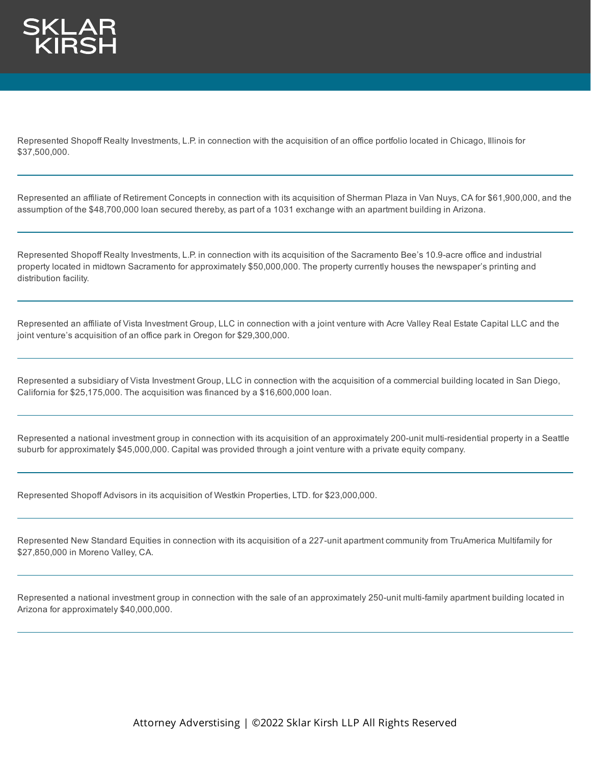Represented Shopoff Realty Investments, L.P. in connection with the acquisition of an office portfolio located in Chicago, Illinois for $37,500,000.

---

Represented an affiliate of Retirement Concepts in connection with its acquisition of Sherman Plaza in Van Nuys, CA for $61,900,000, and the assumption of the $48,700,000 loan secured thereby, as part of a 1031 exchange with an apartment building in Arizona.

---

Represented Shopoff Realty Investments, L.P. in connection with its acquisition of the Sacramento Bee's 10.9-acre office and industrial property located in midtown Sacramento for approximately $50,000,000. The property currently houses the newspaper's printing and distribution facility.

---

Represented an affiliate of Vista Investment Group, LLC in connection with a joint venture with Acre Valley Real Estate Capital LLC and the joint venture's acquisition of an office park in Oregon for $29,300,000.

---

Represented a subsidiary of Vista Investment Group, LLC in connection with the acquisition of a commercial building located in San Diego, California for $25,175,000. The acquisition was financed by a $16,600,000 loan.

---

Represented a national investment group in connection with its acquisition of an approximately 200-unit multi-residential property in a Seattle suburb for approximately $45,000,000. Capital was provided through a joint venture with a private equity company.

---

Represented Shopoff Advisors in its acquisition of Westkin Properties, LTD. for $23,000,000.

---

Represented New Standard Equities in connection with its acquisition of a 227-unit apartment community from TruAmerica Multifamily for $27,850,000 in Moreno Valley, CA.

---

Represented a national investment group in connection with the sale of an approximately 250-unit multi-family apartment building located in Arizona for approximately $40,000,000.

---

Attorney Adverstising | ©2022 Sklar Kirsh LLP All Rights Reserved